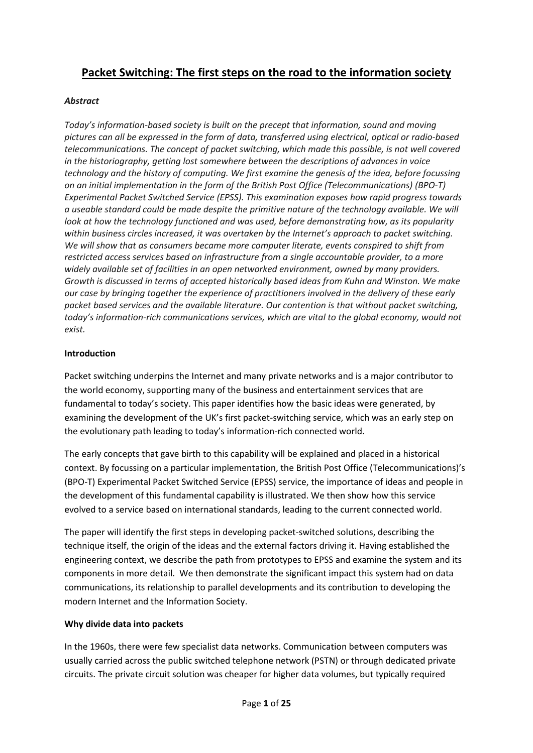# Packet Switching: The first steps on the road to the information society

## *Abstract*

*Today's information-based society is built on the precept that information, sound and moving pictures can all be expressed in the form of data, transferred using electrical, optical or radio-based telecommunications. The concept of packet switching, which made this possible, is not well covered in the historiography, getting lost somewhere between the descriptions of advances in voice technology and the history of computing. We first examine the genesis of the idea, before focussing on an initial implementation in the form of the British Post Office (Telecommunications) (BPO-T) Experimental Packet Switched Service (EPSS). This examination exposes how rapid progress towards a useable standard could be made despite the primitive nature of the technology available. We will look at how the technology functioned and was used, before demonstrating how, as its popularity within business circles increased, it was overtaken by the Internet's approach to packet switching. We will show that as consumers became more computer literate, events conspired to shift from restricted access services based on infrastructure from a single accountable provider, to a more widely available set of facilities in an open networked environment, owned by many providers. Growth is discussed in terms of accepted historically based ideas from Kuhn and Winston. We make our case by bringing together the experience of practitioners involved in the delivery of these early packet based services and the available literature. Our contention is that without packet switching, today's information-rich communications services, which are vital to the global economy, would not exist.*

## Introduction

Packet switching underpins the Internet and many private networks and is a major contributor to the world economy, supporting many of the business and entertainment services that are fundamental to today's society. This paper identifies how the basic ideas were generated, by examining the development of the UK's first packet-switching service, which was an early step on the evolutionary path leading to today's information-rich connected world.

The early concepts that gave birth to this capability will be explained and placed in a historical context. By focussing on a particular implementation, the British Post Office (Telecommunications)'s (BPO-T) Experimental Packet Switched Service (EPSS) service, the importance of ideas and people in the development of this fundamental capability is illustrated. We then show how this service evolved to a service based on international standards, leading to the current connected world.

The paper will identify the first steps in developing packet-switched solutions, describing the technique itself, the origin of the ideas and the external factors driving it. Having established the engineering context, we describe the path from prototypes to EPSS and examine the system and its components in more detail. We then demonstrate the significant impact this system had on data communications, its relationship to parallel developments and its contribution to developing the modern Internet and the Information Society.

## Why divide data into packets

In the 1960s, there were few specialist data networks. Communication between computers was usually carried across the public switched telephone network (PSTN) or through dedicated private circuits. The private circuit solution was cheaper for higher data volumes, but typically required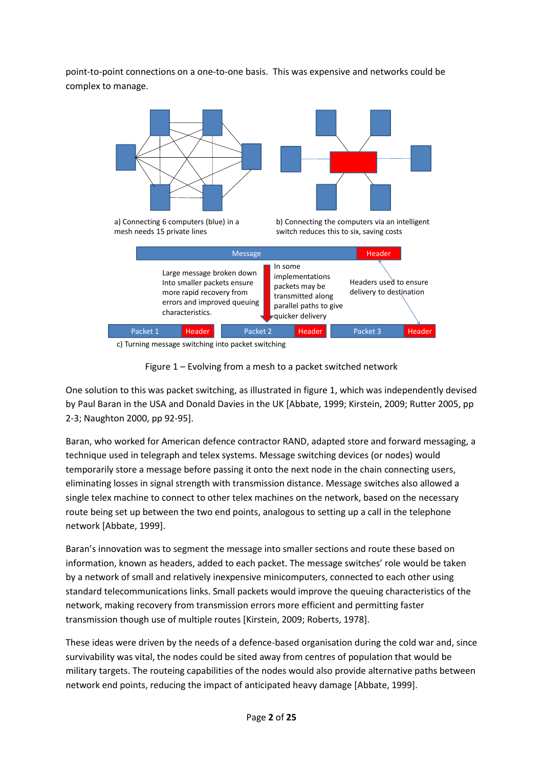point-to-point connections on a one-to-one basis.  This was expensive and networks could be complex to manage.

a) Connecting 6 computers (blue) in a mesh needs 15 private lines

b) Connecting the computers via an intelligent switch reduces this to six, saving costs

Message | Header

Large message broken down Into smaller packets ensure more rapid recovery from errors and improved queuing characteristics.

In some implementations packets may be transmitted along parallel paths to give quicker delivery

Headers used to ensure delivery to destination

Packet 1 | Header    Packet 2 | Header    Packet 3 | Header

c) Turning message switching into packet switching

Figure 1 – Evolving from a mesh to a packet switched network

One solution to this was packet switching, as illustrated in figure 1, which was independently devised by Paul Baran in the USA and Donald Davies in the UK [Abbate, 1999; Kirstein, 2009; Rutter 2005, pp 2-3; Naughton 2000, pp 92-95].

Baran, who worked for American defence contractor RAND, adapted store and forward messaging, a technique used in telegraph and telex systems. Message switching devices (or nodes) would temporarily store a message before passing it onto the next node in the chain connecting users, eliminating losses in signal strength with transmission distance. Message switches also allowed a single telex machine to connect to other telex machines on the network, based on the necessary route being set up between the two end points, analogous to setting up a call in the telephone network [Abbate, 1999].

Baran's innovation was to segment the message into smaller sections and route these based on information, known as headers, added to each packet. The message switches' role would be taken by a network of small and relatively inexpensive minicomputers, connected to each other using standard telecommunications links. Small packets would improve the queuing characteristics of the network, making recovery from transmission errors more efficient and permitting faster transmission though use of multiple routes [Kirstein, 2009; Roberts, 1978].

These ideas were driven by the needs of a defence-based organisation during the cold war and, since survivability was vital, the nodes could be sited away from centres of population that would be military targets. The routeing capabilities of the nodes would also provide alternative paths between network end points, reducing the impact of anticipated heavy damage [Abbate, 1999].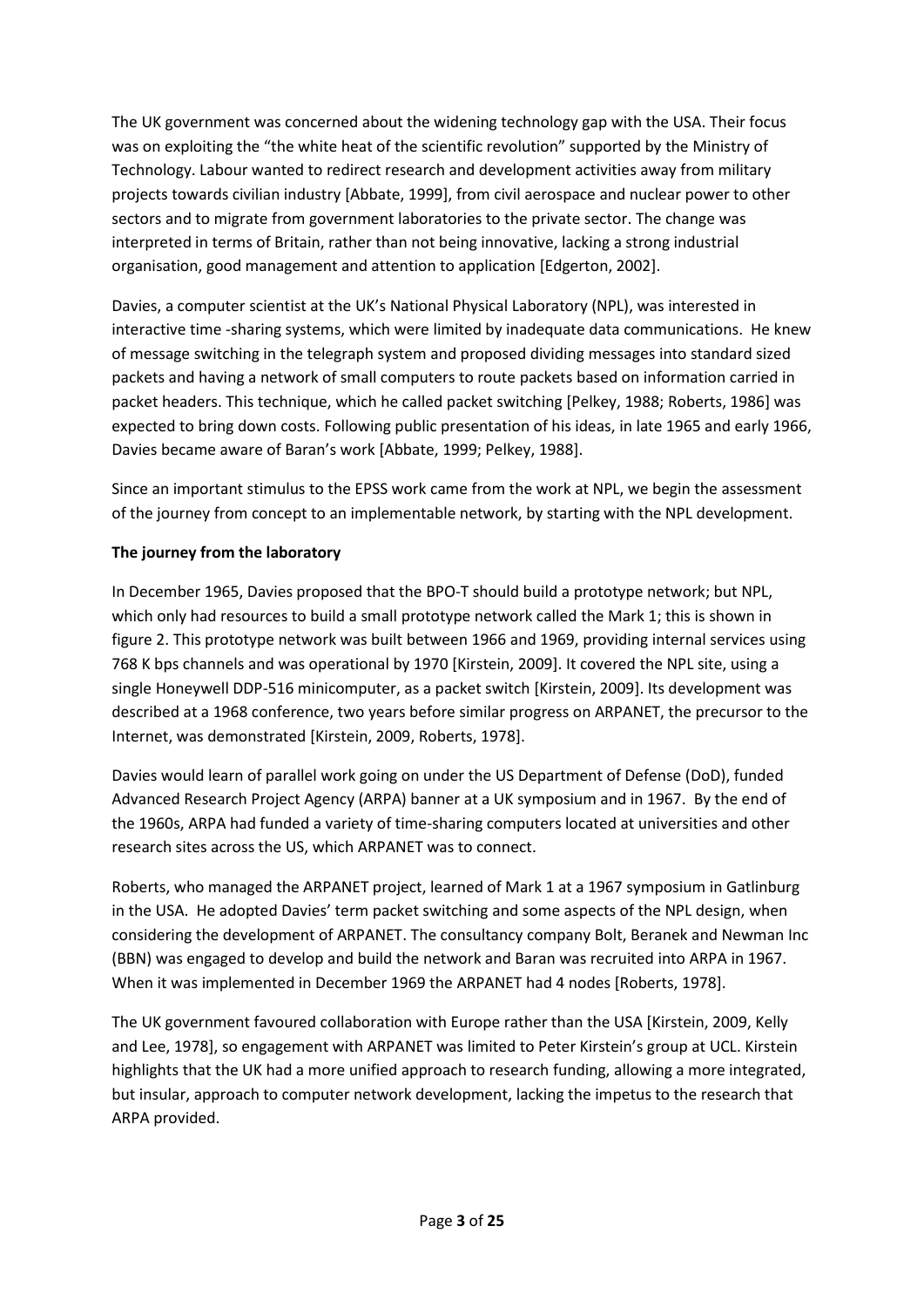The UK government was concerned about the widening technology gap with the USA. Their focus was on exploiting the "the white heat of the scientific revolution" supported by the Ministry of Technology. Labour wanted to redirect research and development activities away from military projects towards civilian industry [Abbate, 1999], from civil aerospace and nuclear power to other sectors and to migrate from government laboratories to the private sector. The change was interpreted in terms of Britain, rather than not being innovative, lacking a strong industrial organisation, good management and attention to application [Edgerton, 2002].

Davies, a computer scientist at the UK's National Physical Laboratory (NPL), was interested in interactive time -sharing systems, which were limited by inadequate data communications. He knew of message switching in the telegraph system and proposed dividing messages into standard sized packets and having a network of small computers to route packets based on information carried in packet headers. This technique, which he called packet switching [Pelkey, 1988; Roberts, 1986] was expected to bring down costs. Following public presentation of his ideas, in late 1965 and early 1966, Davies became aware of Baran's work [Abbate, 1999; Pelkey, 1988].

Since an important stimulus to the EPSS work came from the work at NPL, we begin the assessment of the journey from concept to an implementable network, by starting with the NPL development.

**The journey from the laboratory**

In December 1965, Davies proposed that the BPO-T should build a prototype network; but NPL, which only had resources to build a small prototype network called the Mark 1; this is shown in figure 2. This prototype network was built between 1966 and 1969, providing internal services using 768 K bps channels and was operational by 1970 [Kirstein, 2009]. It covered the NPL site, using a single Honeywell DDP-516 minicomputer, as a packet switch [Kirstein, 2009]. Its development was described at a 1968 conference, two years before similar progress on ARPANET, the precursor to the Internet, was demonstrated [Kirstein, 2009, Roberts, 1978].

Davies would learn of parallel work going on under the US Department of Defense (DoD), funded Advanced Research Project Agency (ARPA) banner at a UK symposium and in 1967. By the end of the 1960s, ARPA had funded a variety of time-sharing computers located at universities and other research sites across the US, which ARPANET was to connect.

Roberts, who managed the ARPANET project, learned of Mark 1 at a 1967 symposium in Gatlinburg in the USA. He adopted Davies' term packet switching and some aspects of the NPL design, when considering the development of ARPANET. The consultancy company Bolt, Beranek and Newman Inc (BBN) was engaged to develop and build the network and Baran was recruited into ARPA in 1967. When it was implemented in December 1969 the ARPANET had 4 nodes [Roberts, 1978].

The UK government favoured collaboration with Europe rather than the USA [Kirstein, 2009, Kelly and Lee, 1978], so engagement with ARPANET was limited to Peter Kirstein's group at UCL. Kirstein highlights that the UK had a more unified approach to research funding, allowing a more integrated, but insular, approach to computer network development, lacking the impetus to the research that ARPA provided.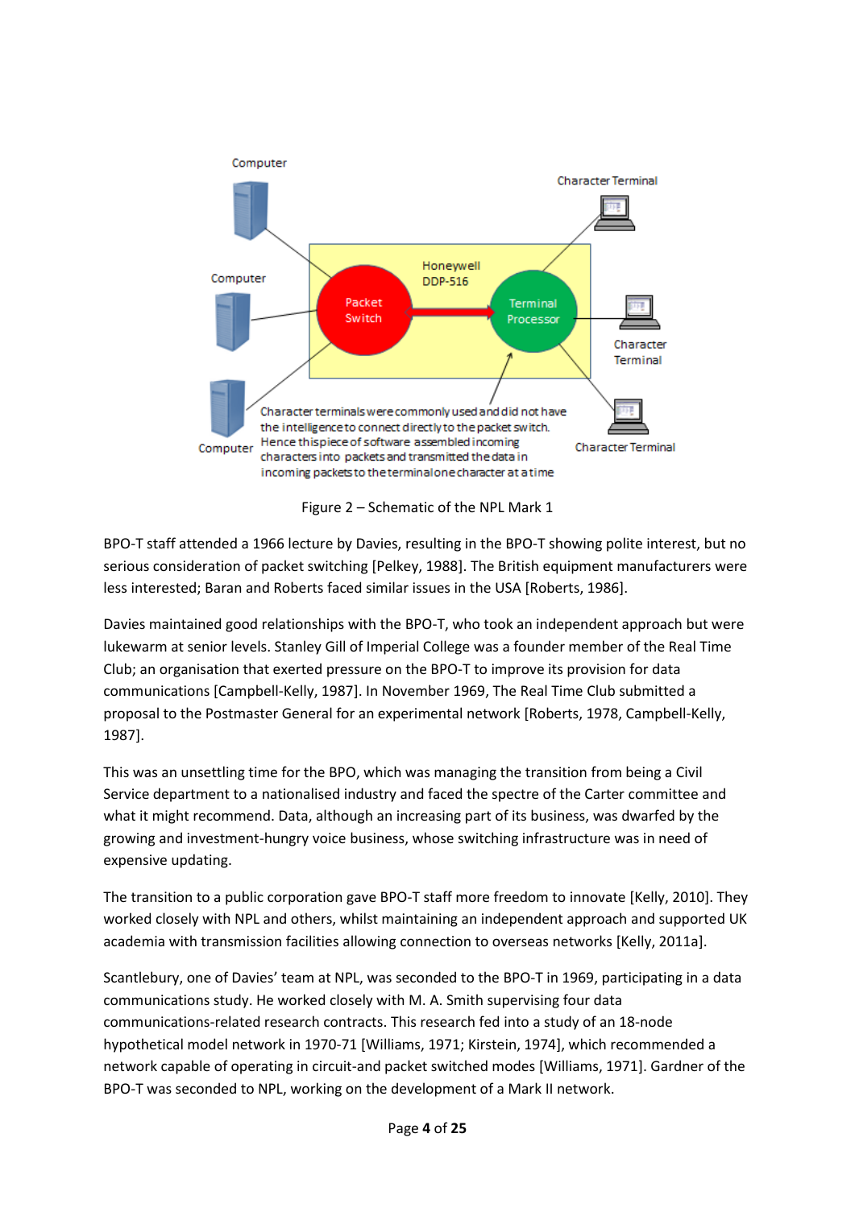Computer

Character Terminal

Honeywell DDP-516

Computer

Packet Switch

Terminal Processor

Character Terminal

Computer

Character terminals were commonly used and did not have the intelligence to connect directly to the packet switch. Hence this piece of software assembled incoming characters into packets and transmitted the data in incoming packets to the terminal one character at a time

Character Terminal

Figure 2 – Schematic of the NPL Mark 1

BPO-T staff attended a 1966 lecture by Davies, resulting in the BPO-T showing polite interest, but no serious consideration of packet switching [Pelkey, 1988]. The British equipment manufacturers were less interested; Baran and Roberts faced similar issues in the USA [Roberts, 1986].

Davies maintained good relationships with the BPO-T, who took an independent approach but were lukewarm at senior levels. Stanley Gill of Imperial College was a founder member of the Real Time Club; an organisation that exerted pressure on the BPO-T to improve its provision for data communications [Campbell-Kelly, 1987]. In November 1969, The Real Time Club submitted a proposal to the Postmaster General for an experimental network [Roberts, 1978, Campbell-Kelly, 1987].

This was an unsettling time for the BPO, which was managing the transition from being a Civil Service department to a nationalised industry and faced the spectre of the Carter committee and what it might recommend. Data, although an increasing part of its business, was dwarfed by the growing and investment-hungry voice business, whose switching infrastructure was in need of expensive updating.

The transition to a public corporation gave BPO-T staff more freedom to innovate [Kelly, 2010]. They worked closely with NPL and others, whilst maintaining an independent approach and supported UK academia with transmission facilities allowing connection to overseas networks [Kelly, 2011a].

Scantlebury, one of Davies' team at NPL, was seconded to the BPO-T in 1969, participating in a data communications study. He worked closely with M. A. Smith supervising four data communications-related research contracts. This research fed into a study of an 18-node hypothetical model network in 1970-71 [Williams, 1971; Kirstein, 1974], which recommended a network capable of operating in circuit-and packet switched modes [Williams, 1971]. Gardner of the BPO-T was seconded to NPL, working on the development of a Mark II network.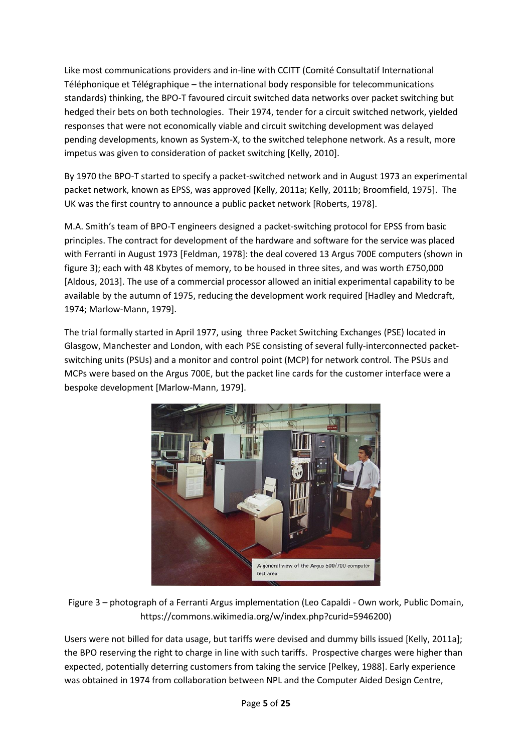Like most communications providers and in-line with CCITT (Comité Consultatif International Téléphonique et Télégraphique – the international body responsible for telecommunications standards) thinking, the BPO-T favoured circuit switched data networks over packet switching but hedged their bets on both technologies. Their 1974, tender for a circuit switched network, yielded responses that were not economically viable and circuit switching development was delayed pending developments, known as System-X, to the switched telephone network. As a result, more impetus was given to consideration of packet switching [Kelly, 2010].

By 1970 the BPO-T started to specify a packet-switched network and in August 1973 an experimental packet network, known as EPSS, was approved [Kelly, 2011a; Kelly, 2011b; Broomfield, 1975]. The UK was the first country to announce a public packet network [Roberts, 1978].

M.A. Smith's team of BPO-T engineers designed a packet-switching protocol for EPSS from basic principles. The contract for development of the hardware and software for the service was placed with Ferranti in August 1973 [Feldman, 1978]: the deal covered 13 Argus 700E computers (shown in figure 3); each with 48 Kbytes of memory, to be housed in three sites, and was worth £750,000 [Aldous, 2013]. The use of a commercial processor allowed an initial experimental capability to be available by the autumn of 1975, reducing the development work required [Hadley and Medcraft, 1974; Marlow-Mann, 1979].

The trial formally started in April 1977, using three Packet Switching Exchanges (PSE) located in Glasgow, Manchester and London, with each PSE consisting of several fully-interconnected packet-switching units (PSUs) and a monitor and control point (MCP) for network control. The PSUs and MCPs were based on the Argus 700E, but the packet line cards for the customer interface were a bespoke development [Marlow-Mann, 1979].

Figure 3 – photograph of a Ferranti Argus implementation (Leo Capaldi - Own work, Public Domain, https://commons.wikimedia.org/w/index.php?curid=5946200)

Users were not billed for data usage, but tariffs were devised and dummy bills issued [Kelly, 2011a]; the BPO reserving the right to charge in line with such tariffs. Prospective charges were higher than expected, potentially deterring customers from taking the service [Pelkey, 1988]. Early experience was obtained in 1974 from collaboration between NPL and the Computer Aided Design Centre,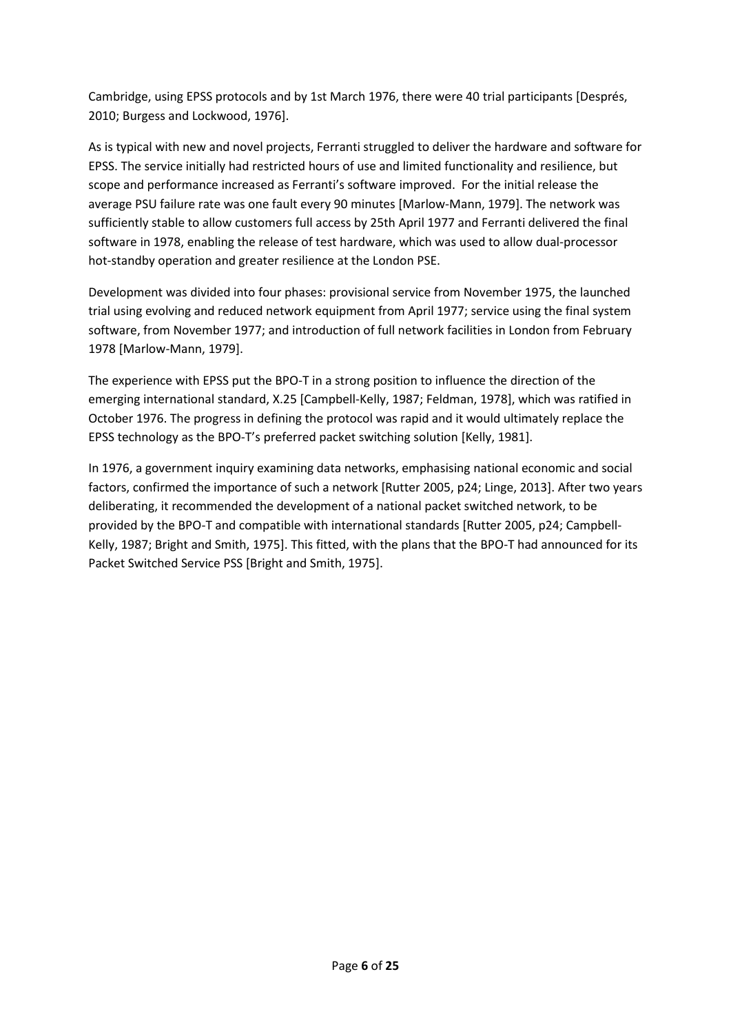Cambridge, using EPSS protocols and by 1st March 1976, there were 40 trial participants [Després, 2010; Burgess and Lockwood, 1976].

As is typical with new and novel projects, Ferranti struggled to deliver the hardware and software for EPSS. The service initially had restricted hours of use and limited functionality and resilience, but scope and performance increased as Ferranti's software improved. For the initial release the average PSU failure rate was one fault every 90 minutes [Marlow-Mann, 1979]. The network was sufficiently stable to allow customers full access by 25th April 1977 and Ferranti delivered the final software in 1978, enabling the release of test hardware, which was used to allow dual-processor hot-standby operation and greater resilience at the London PSE.

Development was divided into four phases: provisional service from November 1975, the launched trial using evolving and reduced network equipment from April 1977; service using the final system software, from November 1977; and introduction of full network facilities in London from February 1978 [Marlow-Mann, 1979].

The experience with EPSS put the BPO-T in a strong position to influence the direction of the emerging international standard, X.25 [Campbell-Kelly, 1987; Feldman, 1978], which was ratified in October 1976. The progress in defining the protocol was rapid and it would ultimately replace the EPSS technology as the BPO-T's preferred packet switching solution [Kelly, 1981].

In 1976, a government inquiry examining data networks, emphasising national economic and social factors, confirmed the importance of such a network [Rutter 2005, p24; Linge, 2013]. After two years deliberating, it recommended the development of a national packet switched network, to be provided by the BPO-T and compatible with international standards [Rutter 2005, p24; Campbell-Kelly, 1987; Bright and Smith, 1975]. This fitted, with the plans that the BPO-T had announced for its Packet Switched Service PSS [Bright and Smith, 1975].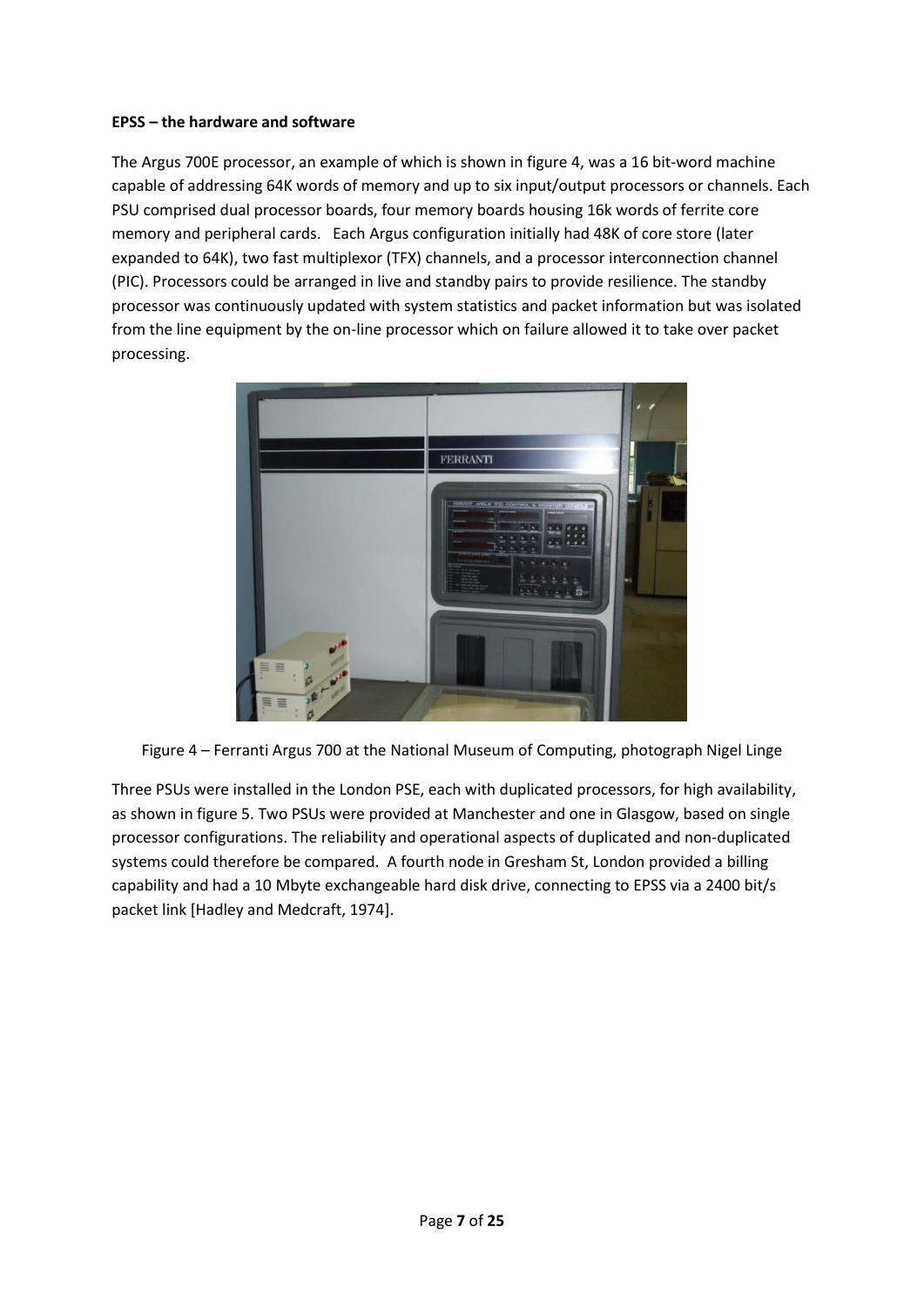**EPSS – the hardware and software**

The Argus 700E processor, an example of which is shown in figure 4, was a 16 bit-word machine capable of addressing 64K words of memory and up to six input/output processors or channels. Each PSU comprised dual processor boards, four memory boards housing 16k words of ferrite core memory and peripheral cards. Each Argus configuration initially had 48K of core store (later expanded to 64K), two fast multiplexor (TFX) channels, and a processor interconnection channel (PIC). Processors could be arranged in live and standby pairs to provide resilience. The standby processor was continuously updated with system statistics and packet information but was isolated from the line equipment by the on-line processor which on failure allowed it to take over packet processing.

Figure 4 – Ferranti Argus 700 at the National Museum of Computing, photograph Nigel Linge

Three PSUs were installed in the London PSE, each with duplicated processors, for high availability, as shown in figure 5. Two PSUs were provided at Manchester and one in Glasgow, based on single processor configurations. The reliability and operational aspects of duplicated and non-duplicated systems could therefore be compared. A fourth node in Gresham St, London provided a billing capability and had a 10 Mbyte exchangeable hard disk drive, connecting to EPSS via a 2400 bit/s packet link [Hadley and Medcraft, 1974].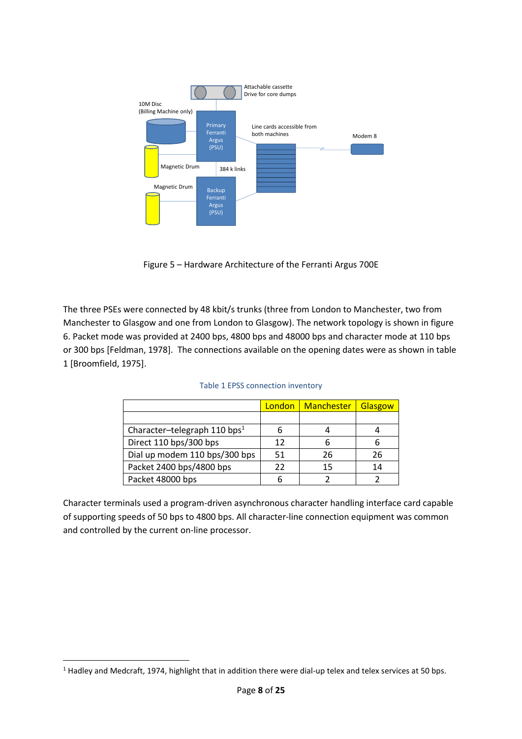Figure 5 – Hardware Architecture of the Ferranti Argus 700E

The three PSEs were connected by 48 kbit/s trunks (three from London to Manchester, two from Manchester to Glasgow and one from London to Glasgow). The network topology is shown in figure 6. Packet mode was provided at 2400 bps, 4800 bps and 48000 bps and character mode at 110 bps or 300 bps [Feldman, 1978]. The connections available on the opening dates were as shown in table 1 [Broomfield, 1975].

Table 1 EPSS connection inventory

| | London | Manchester | Glasgow |
|---|---|---|---|
| | | | |
| Character–telegraph 110 bps[1] | 6 | 4 | 4 |
| Direct 110 bps/300 bps | 12 | 6 | 6 |
| Dial up modem 110 bps/300 bps | 51 | 26 | 26 |
| Packet 2400 bps/4800 bps | 22 | 15 | 14 |
| Packet 48000 bps | 6 | 2 | 2 |

Character terminals used a program-driven asynchronous character handling interface card capable of supporting speeds of 50 bps to 4800 bps. All character-line connection equipment was common and controlled by the current on-line processor.

[1] Hadley and Medcraft, 1974, highlight that in addition there were dial-up telex and telex services at 50 bps.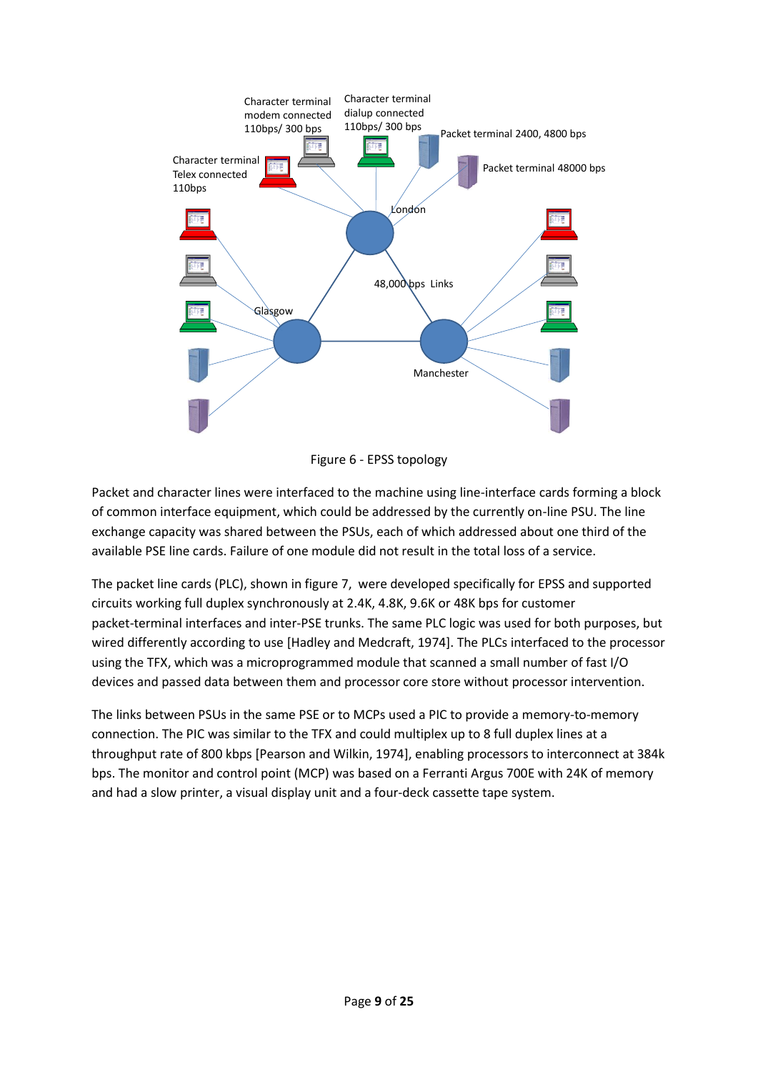Figure 6 - EPSS topology

Packet and character lines were interfaced to the machine using line-interface cards forming a block of common interface equipment, which could be addressed by the currently on-line PSU. The line exchange capacity was shared between the PSUs, each of which addressed about one third of the available PSE line cards. Failure of one module did not result in the total loss of a service.

The packet line cards (PLC), shown in figure 7, were developed specifically for EPSS and supported circuits working full duplex synchronously at 2.4K, 4.8K, 9.6K or 48K bps for customer packet-terminal interfaces and inter-PSE trunks. The same PLC logic was used for both purposes, but wired differently according to use [Hadley and Medcraft, 1974]. The PLCs interfaced to the processor using the TFX, which was a microprogrammed module that scanned a small number of fast I/O devices and passed data between them and processor core store without processor intervention.

The links between PSUs in the same PSE or to MCPs used a PIC to provide a memory-to-memory connection. The PIC was similar to the TFX and could multiplex up to 8 full duplex lines at a throughput rate of 800 kbps [Pearson and Wilkin, 1974], enabling processors to interconnect at 384k bps. The monitor and control point (MCP) was based on a Ferranti Argus 700E with 24K of memory and had a slow printer, a visual display unit and a four-deck cassette tape system.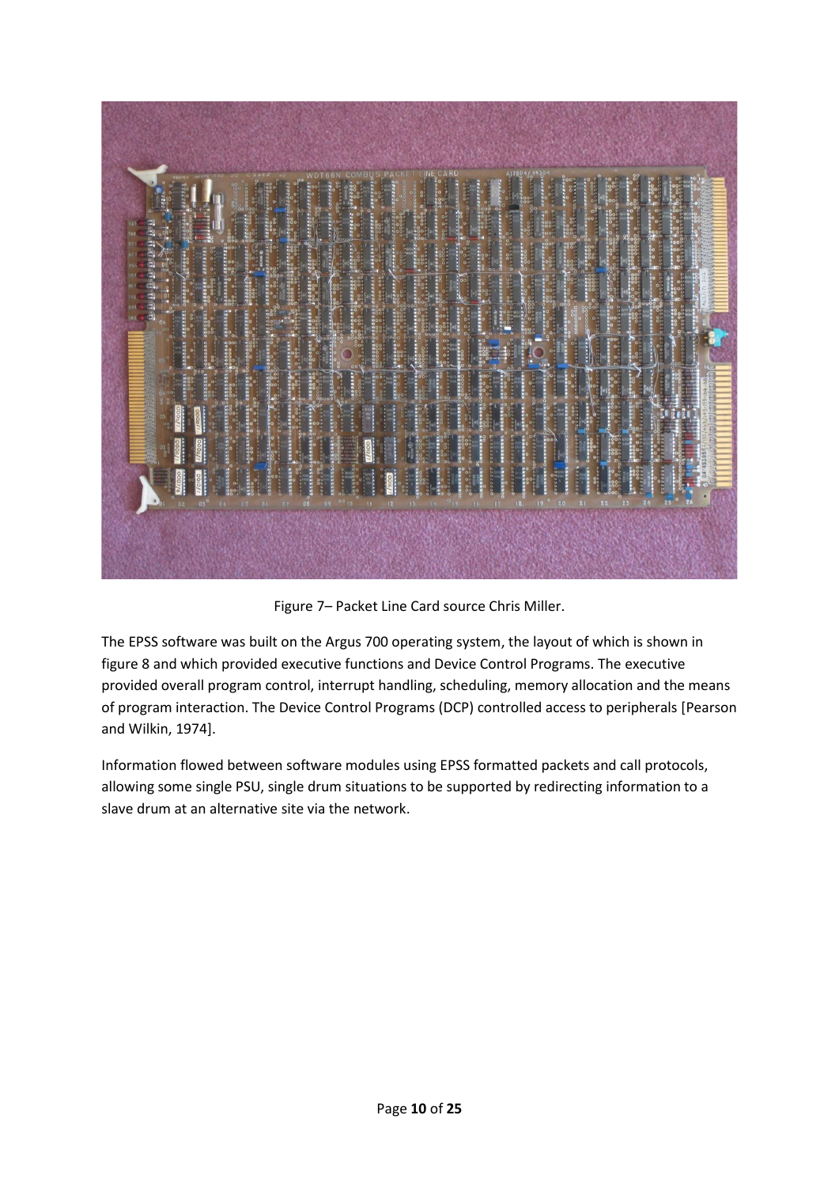Figure 7– Packet Line Card source Chris Miller.

The EPSS software was built on the Argus 700 operating system, the layout of which is shown in figure 8 and which provided executive functions and Device Control Programs. The executive provided overall program control, interrupt handling, scheduling, memory allocation and the means of program interaction. The Device Control Programs (DCP) controlled access to peripherals [Pearson and Wilkin, 1974].

Information flowed between software modules using EPSS formatted packets and call protocols, allowing some single PSU, single drum situations to be supported by redirecting information to a slave drum at an alternative site via the network.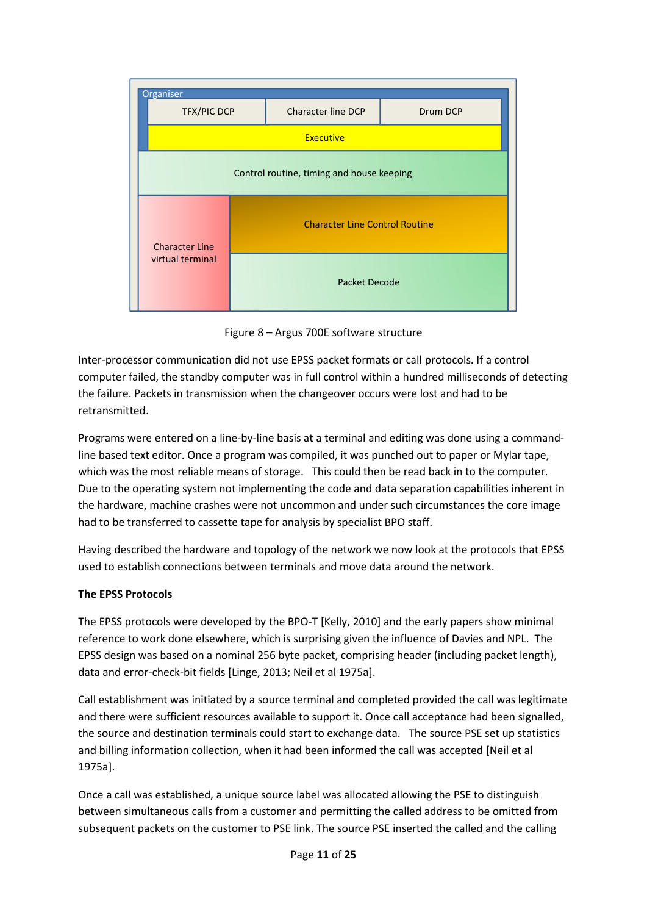Figure 8 – Argus 700E software structure

Inter-processor communication did not use EPSS packet formats or call protocols. If a control computer failed, the standby computer was in full control within a hundred milliseconds of detecting the failure. Packets in transmission when the changeover occurs were lost and had to be retransmitted.

Programs were entered on a line-by-line basis at a terminal and editing was done using a command-line based text editor. Once a program was compiled, it was punched out to paper or Mylar tape, which was the most reliable means of storage. This could then be read back in to the computer. Due to the operating system not implementing the code and data separation capabilities inherent in the hardware, machine crashes were not uncommon and under such circumstances the core image had to be transferred to cassette tape for analysis by specialist BPO staff.

Having described the hardware and topology of the network we now look at the protocols that EPSS used to establish connections between terminals and move data around the network.

**The EPSS Protocols**

The EPSS protocols were developed by the BPO-T [Kelly, 2010] and the early papers show minimal reference to work done elsewhere, which is surprising given the influence of Davies and NPL. The EPSS design was based on a nominal 256 byte packet, comprising header (including packet length), data and error-check-bit fields [Linge, 2013; Neil et al 1975a].

Call establishment was initiated by a source terminal and completed provided the call was legitimate and there were sufficient resources available to support it. Once call acceptance had been signalled, the source and destination terminals could start to exchange data. The source PSE set up statistics and billing information collection, when it had been informed the call was accepted [Neil et al 1975a].

Once a call was established, a unique source label was allocated allowing the PSE to distinguish between simultaneous calls from a customer and permitting the called address to be omitted from subsequent packets on the customer to PSE link. The source PSE inserted the called and the calling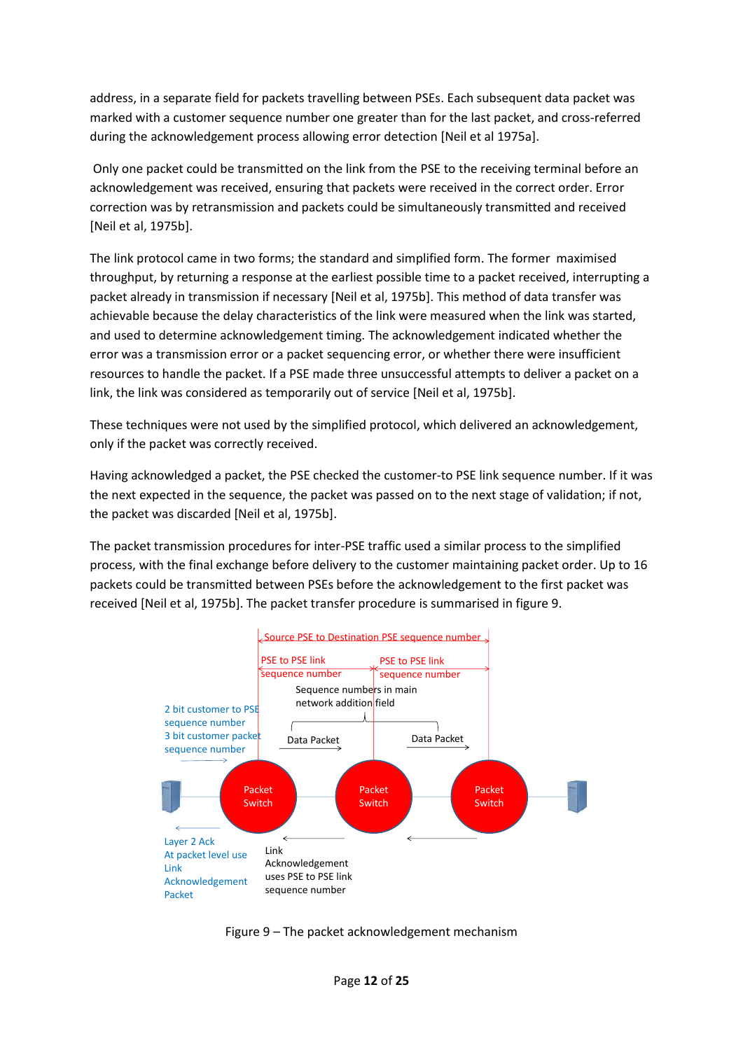address, in a separate field for packets travelling between PSEs. Each subsequent data packet was marked with a customer sequence number one greater than for the last packet, and cross-referred during the acknowledgement process allowing error detection [Neil et al 1975a].

Only one packet could be transmitted on the link from the PSE to the receiving terminal before an acknowledgement was received, ensuring that packets were received in the correct order. Error correction was by retransmission and packets could be simultaneously transmitted and received [Neil et al, 1975b].

The link protocol came in two forms; the standard and simplified form. The former maximised throughput, by returning a response at the earliest possible time to a packet received, interrupting a packet already in transmission if necessary [Neil et al, 1975b]. This method of data transfer was achievable because the delay characteristics of the link were measured when the link was started, and used to determine acknowledgement timing. The acknowledgement indicated whether the error was a transmission error or a packet sequencing error, or whether there were insufficient resources to handle the packet. If a PSE made three unsuccessful attempts to deliver a packet on a link, the link was considered as temporarily out of service [Neil et al, 1975b].

These techniques were not used by the simplified protocol, which delivered an acknowledgement, only if the packet was correctly received.

Having acknowledged a packet, the PSE checked the customer-to PSE link sequence number. If it was the next expected in the sequence, the packet was passed on to the next stage of validation; if not, the packet was discarded [Neil et al, 1975b].

The packet transmission procedures for inter-PSE traffic used a similar process to the simplified process, with the final exchange before delivery to the customer maintaining packet order. Up to 16 packets could be transmitted between PSEs before the acknowledgement to the first packet was received [Neil et al, 1975b]. The packet transfer procedure is summarised in figure 9.

Figure 9 – The packet acknowledgement mechanism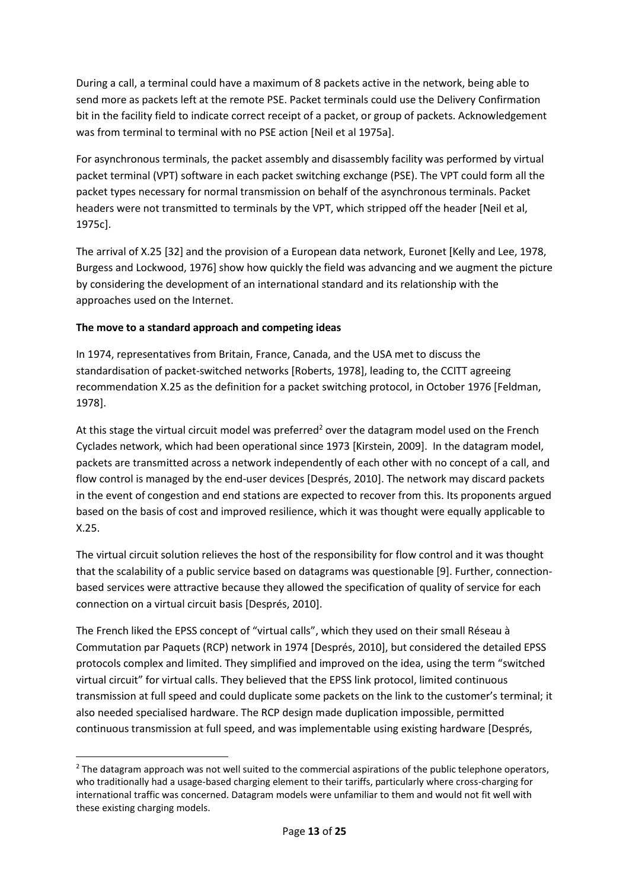During a call, a terminal could have a maximum of 8 packets active in the network, being able to send more as packets left at the remote PSE. Packet terminals could use the Delivery Confirmation bit in the facility field to indicate correct receipt of a packet, or group of packets. Acknowledgement was from terminal to terminal with no PSE action [Neil et al 1975a].

For asynchronous terminals, the packet assembly and disassembly facility was performed by virtual packet terminal (VPT) software in each packet switching exchange (PSE). The VPT could form all the packet types necessary for normal transmission on behalf of the asynchronous terminals. Packet headers were not transmitted to terminals by the VPT, which stripped off the header [Neil et al, 1975c].

The arrival of X.25 [32] and the provision of a European data network, Euronet [Kelly and Lee, 1978, Burgess and Lockwood, 1976] show how quickly the field was advancing and we augment the picture by considering the development of an international standard and its relationship with the approaches used on the Internet.

**The move to a standard approach and competing ideas**

In 1974, representatives from Britain, France, Canada, and the USA met to discuss the standardisation of packet-switched networks [Roberts, 1978], leading to, the CCITT agreeing recommendation X.25 as the definition for a packet switching protocol, in October 1976 [Feldman, 1978].

At this stage the virtual circuit model was preferred[2] over the datagram model used on the French Cyclades network, which had been operational since 1973 [Kirstein, 2009]. In the datagram model, packets are transmitted across a network independently of each other with no concept of a call, and flow control is managed by the end-user devices [Després, 2010]. The network may discard packets in the event of congestion and end stations are expected to recover from this. Its proponents argued based on the basis of cost and improved resilience, which it was thought were equally applicable to X.25.

The virtual circuit solution relieves the host of the responsibility for flow control and it was thought that the scalability of a public service based on datagrams was questionable [9]. Further, connection-based services were attractive because they allowed the specification of quality of service for each connection on a virtual circuit basis [Després, 2010].

The French liked the EPSS concept of "virtual calls", which they used on their small Réseau à Commutation par Paquets (RCP) network in 1974 [Després, 2010], but considered the detailed EPSS protocols complex and limited. They simplified and improved on the idea, using the term "switched virtual circuit" for virtual calls. They believed that the EPSS link protocol, limited continuous transmission at full speed and could duplicate some packets on the link to the customer's terminal; it also needed specialised hardware. The RCP design made duplication impossible, permitted continuous transmission at full speed, and was implementable using existing hardware [Després,

[2] The datagram approach was not well suited to the commercial aspirations of the public telephone operators, who traditionally had a usage-based charging element to their tariffs, particularly where cross-charging for international traffic was concerned. Datagram models were unfamiliar to them and would not fit well with these existing charging models.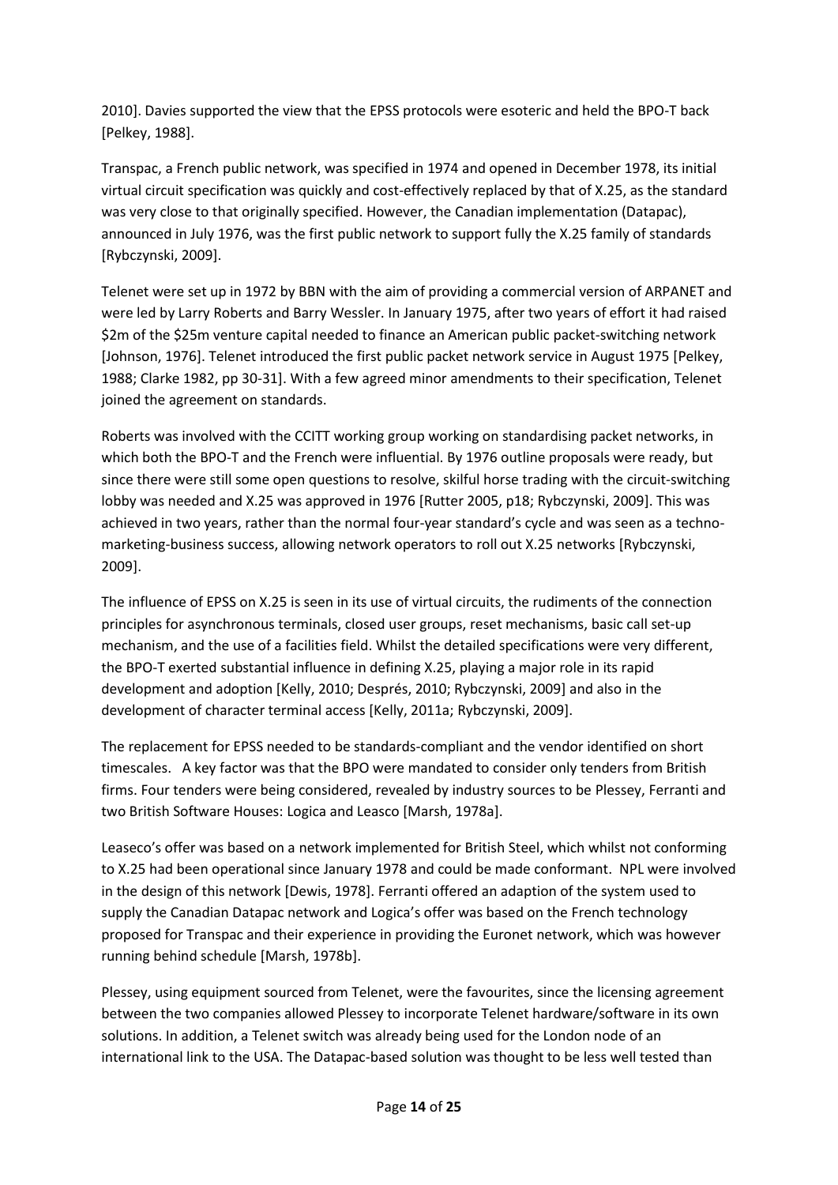2010]. Davies supported the view that the EPSS protocols were esoteric and held the BPO-T back [Pelkey, 1988].

Transpac, a French public network, was specified in 1974 and opened in December 1978, its initial virtual circuit specification was quickly and cost-effectively replaced by that of X.25, as the standard was very close to that originally specified. However, the Canadian implementation (Datapac), announced in July 1976, was the first public network to support fully the X.25 family of standards [Rybczynski, 2009].

Telenet were set up in 1972 by BBN with the aim of providing a commercial version of ARPANET and were led by Larry Roberts and Barry Wessler. In January 1975, after two years of effort it had raised $2m of the $25m venture capital needed to finance an American public packet-switching network [Johnson, 1976]. Telenet introduced the first public packet network service in August 1975 [Pelkey, 1988; Clarke 1982, pp 30-31]. With a few agreed minor amendments to their specification, Telenet joined the agreement on standards.

Roberts was involved with the CCITT working group working on standardising packet networks, in which both the BPO-T and the French were influential. By 1976 outline proposals were ready, but since there were still some open questions to resolve, skilful horse trading with the circuit-switching lobby was needed and X.25 was approved in 1976 [Rutter 2005, p18; Rybczynski, 2009]. This was achieved in two years, rather than the normal four-year standard's cycle and was seen as a techno-marketing-business success, allowing network operators to roll out X.25 networks [Rybczynski, 2009].

The influence of EPSS on X.25 is seen in its use of virtual circuits, the rudiments of the connection principles for asynchronous terminals, closed user groups, reset mechanisms, basic call set-up mechanism, and the use of a facilities field. Whilst the detailed specifications were very different, the BPO-T exerted substantial influence in defining X.25, playing a major role in its rapid development and adoption [Kelly, 2010; Després, 2010; Rybczynski, 2009] and also in the development of character terminal access [Kelly, 2011a; Rybczynski, 2009].

The replacement for EPSS needed to be standards-compliant and the vendor identified on short timescales. A key factor was that the BPO were mandated to consider only tenders from British firms. Four tenders were being considered, revealed by industry sources to be Plessey, Ferranti and two British Software Houses: Logica and Leasco [Marsh, 1978a].

Leaseco's offer was based on a network implemented for British Steel, which whilst not conforming to X.25 had been operational since January 1978 and could be made conformant. NPL were involved in the design of this network [Dewis, 1978]. Ferranti offered an adaption of the system used to supply the Canadian Datapac network and Logica's offer was based on the French technology proposed for Transpac and their experience in providing the Euronet network, which was however running behind schedule [Marsh, 1978b].

Plessey, using equipment sourced from Telenet, were the favourites, since the licensing agreement between the two companies allowed Plessey to incorporate Telenet hardware/software in its own solutions. In addition, a Telenet switch was already being used for the London node of an international link to the USA. The Datapac-based solution was thought to be less well tested than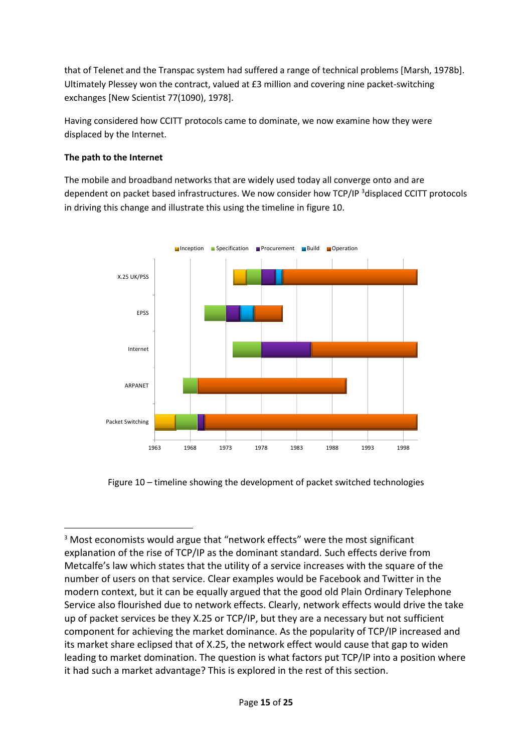that of Telenet and the Transpac system had suffered a range of technical problems [Marsh, 1978b]. Ultimately Plessey won the contract, valued at £3 million and covering nine packet-switching exchanges [New Scientist 77(1090), 1978].

Having considered how CCITT protocols came to dominate, we now examine how they were displaced by the Internet.

**The path to the Internet**

The mobile and broadband networks that are widely used today all converge onto and are dependent on packet based infrastructures. We now consider how TCP/IP [3]displaced CCITT protocols in driving this change and illustrate this using the timeline in figure 10.

Figure 10 – timeline showing the development of packet switched technologies

[3] Most economists would argue that "network effects" were the most significant explanation of the rise of TCP/IP as the dominant standard. Such effects derive from Metcalfe's law which states that the utility of a service increases with the square of the number of users on that service. Clear examples would be Facebook and Twitter in the modern context, but it can be equally argued that the good old Plain Ordinary Telephone Service also flourished due to network effects. Clearly, network effects would drive the take up of packet services be they X.25 or TCP/IP, but they are a necessary but not sufficient component for achieving the market dominance. As the popularity of TCP/IP increased and its market share eclipsed that of X.25, the network effect would cause that gap to widen leading to market domination. The question is what factors put TCP/IP into a position where it had such a market advantage? This is explored in the rest of this section.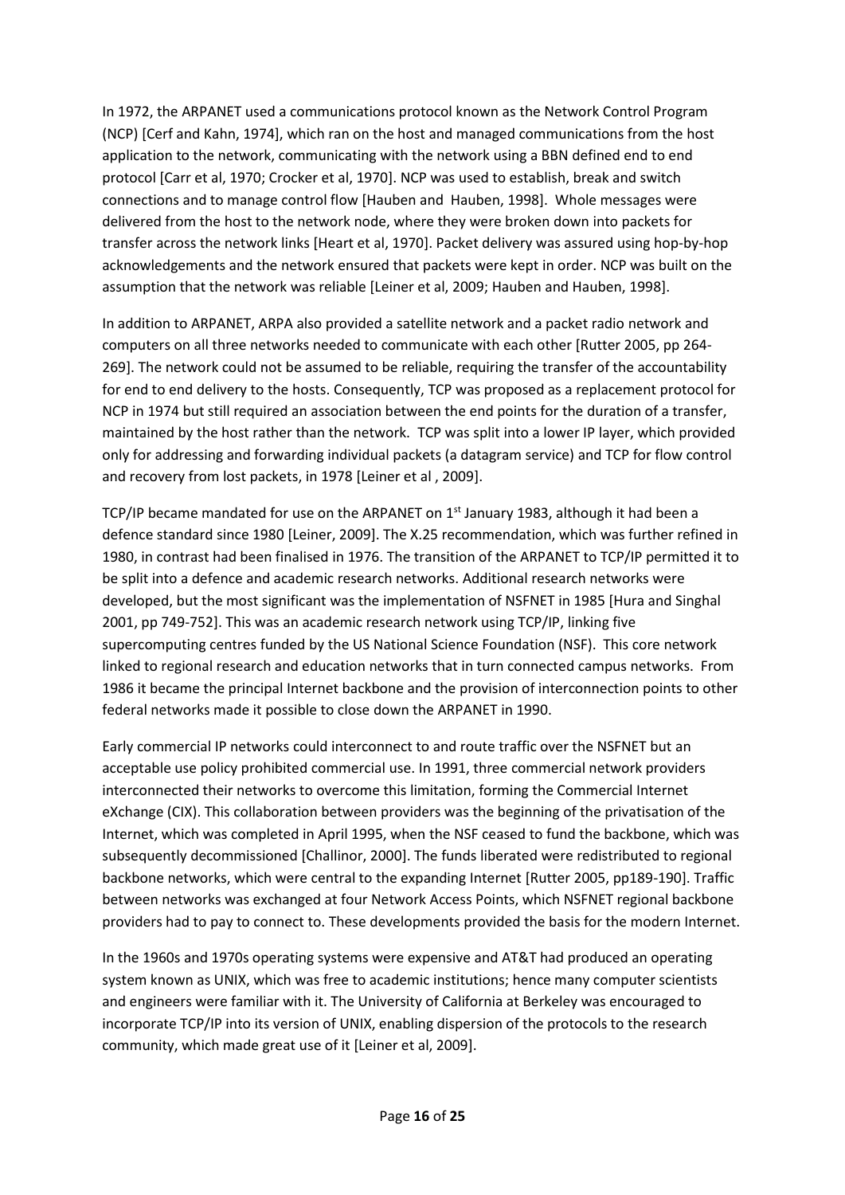In 1972, the ARPANET used a communications protocol known as the Network Control Program (NCP) [Cerf and Kahn, 1974], which ran on the host and managed communications from the host application to the network, communicating with the network using a BBN defined end to end protocol [Carr et al, 1970; Crocker et al, 1970]. NCP was used to establish, break and switch connections and to manage control flow [Hauben and Hauben, 1998]. Whole messages were delivered from the host to the network node, where they were broken down into packets for transfer across the network links [Heart et al, 1970]. Packet delivery was assured using hop-by-hop acknowledgements and the network ensured that packets were kept in order. NCP was built on the assumption that the network was reliable [Leiner et al, 2009; Hauben and Hauben, 1998].

In addition to ARPANET, ARPA also provided a satellite network and a packet radio network and computers on all three networks needed to communicate with each other [Rutter 2005, pp 264-269]. The network could not be assumed to be reliable, requiring the transfer of the accountability for end to end delivery to the hosts. Consequently, TCP was proposed as a replacement protocol for NCP in 1974 but still required an association between the end points for the duration of a transfer, maintained by the host rather than the network. TCP was split into a lower IP layer, which provided only for addressing and forwarding individual packets (a datagram service) and TCP for flow control and recovery from lost packets, in 1978 [Leiner et al , 2009].

TCP/IP became mandated for use on the ARPANET on 1st January 1983, although it had been a defence standard since 1980 [Leiner, 2009]. The X.25 recommendation, which was further refined in 1980, in contrast had been finalised in 1976. The transition of the ARPANET to TCP/IP permitted it to be split into a defence and academic research networks. Additional research networks were developed, but the most significant was the implementation of NSFNET in 1985 [Hura and Singhal 2001, pp 749-752]. This was an academic research network using TCP/IP, linking five supercomputing centres funded by the US National Science Foundation (NSF). This core network linked to regional research and education networks that in turn connected campus networks. From 1986 it became the principal Internet backbone and the provision of interconnection points to other federal networks made it possible to close down the ARPANET in 1990.

Early commercial IP networks could interconnect to and route traffic over the NSFNET but an acceptable use policy prohibited commercial use. In 1991, three commercial network providers interconnected their networks to overcome this limitation, forming the Commercial Internet eXchange (CIX). This collaboration between providers was the beginning of the privatisation of the Internet, which was completed in April 1995, when the NSF ceased to fund the backbone, which was subsequently decommissioned [Challinor, 2000]. The funds liberated were redistributed to regional backbone networks, which were central to the expanding Internet [Rutter 2005, pp189-190]. Traffic between networks was exchanged at four Network Access Points, which NSFNET regional backbone providers had to pay to connect to. These developments provided the basis for the modern Internet.

In the 1960s and 1970s operating systems were expensive and AT&T had produced an operating system known as UNIX, which was free to academic institutions; hence many computer scientists and engineers were familiar with it. The University of California at Berkeley was encouraged to incorporate TCP/IP into its version of UNIX, enabling dispersion of the protocols to the research community, which made great use of it [Leiner et al, 2009].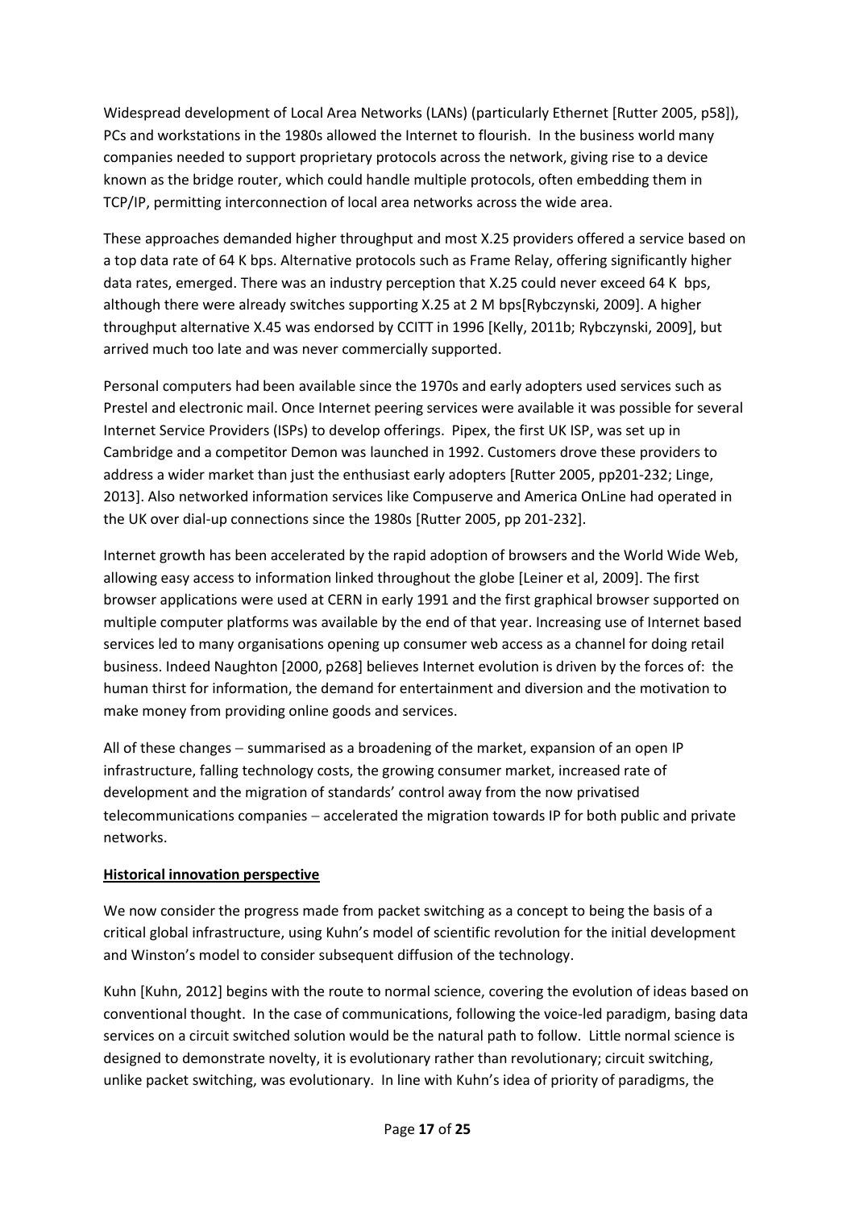Widespread development of Local Area Networks (LANs) (particularly Ethernet [Rutter 2005, p58]), PCs and workstations in the 1980s allowed the Internet to flourish. In the business world many companies needed to support proprietary protocols across the network, giving rise to a device known as the bridge router, which could handle multiple protocols, often embedding them in TCP/IP, permitting interconnection of local area networks across the wide area.

These approaches demanded higher throughput and most X.25 providers offered a service based on a top data rate of 64 K bps. Alternative protocols such as Frame Relay, offering significantly higher data rates, emerged. There was an industry perception that X.25 could never exceed 64 K bps, although there were already switches supporting X.25 at 2 M bps[Rybczynski, 2009]. A higher throughput alternative X.45 was endorsed by CCITT in 1996 [Kelly, 2011b; Rybczynski, 2009], but arrived much too late and was never commercially supported.

Personal computers had been available since the 1970s and early adopters used services such as Prestel and electronic mail. Once Internet peering services were available it was possible for several Internet Service Providers (ISPs) to develop offerings. Pipex, the first UK ISP, was set up in Cambridge and a competitor Demon was launched in 1992. Customers drove these providers to address a wider market than just the enthusiast early adopters [Rutter 2005, pp201-232; Linge, 2013]. Also networked information services like Compuserve and America OnLine had operated in the UK over dial-up connections since the 1980s [Rutter 2005, pp 201-232].

Internet growth has been accelerated by the rapid adoption of browsers and the World Wide Web, allowing easy access to information linked throughout the globe [Leiner et al, 2009]. The first browser applications were used at CERN in early 1991 and the first graphical browser supported on multiple computer platforms was available by the end of that year. Increasing use of Internet based services led to many organisations opening up consumer web access as a channel for doing retail business. Indeed Naughton [2000, p268] believes Internet evolution is driven by the forces of: the human thirst for information, the demand for entertainment and diversion and the motivation to make money from providing online goods and services.

All of these changes – summarised as a broadening of the market, expansion of an open IP infrastructure, falling technology costs, the growing consumer market, increased rate of development and the migration of standards' control away from the now privatised telecommunications companies – accelerated the migration towards IP for both public and private networks.

**Historical innovation perspective**

We now consider the progress made from packet switching as a concept to being the basis of a critical global infrastructure, using Kuhn's model of scientific revolution for the initial development and Winston's model to consider subsequent diffusion of the technology.

Kuhn [Kuhn, 2012] begins with the route to normal science, covering the evolution of ideas based on conventional thought. In the case of communications, following the voice-led paradigm, basing data services on a circuit switched solution would be the natural path to follow. Little normal science is designed to demonstrate novelty, it is evolutionary rather than revolutionary; circuit switching, unlike packet switching, was evolutionary. In line with Kuhn's idea of priority of paradigms, the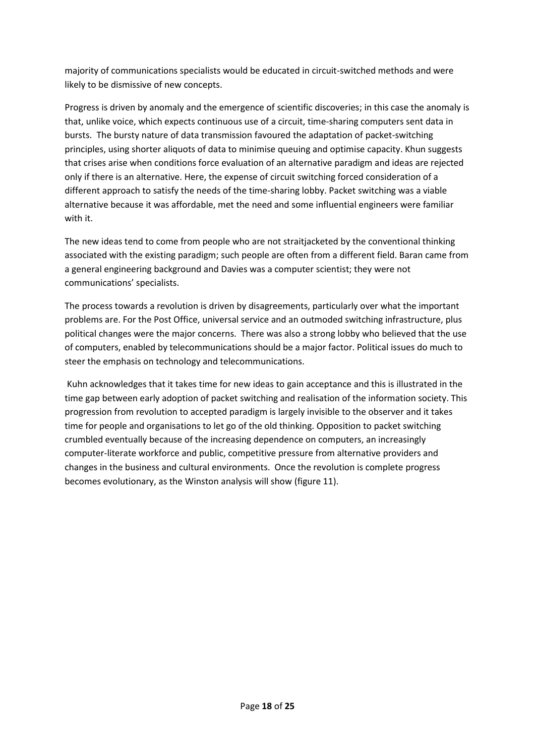majority of communications specialists would be educated in circuit-switched methods and were likely to be dismissive of new concepts.

Progress is driven by anomaly and the emergence of scientific discoveries; in this case the anomaly is that, unlike voice, which expects continuous use of a circuit, time-sharing computers sent data in bursts. The bursty nature of data transmission favoured the adaptation of packet-switching principles, using shorter aliquots of data to minimise queuing and optimise capacity. Khun suggests that crises arise when conditions force evaluation of an alternative paradigm and ideas are rejected only if there is an alternative. Here, the expense of circuit switching forced consideration of a different approach to satisfy the needs of the time-sharing lobby. Packet switching was a viable alternative because it was affordable, met the need and some influential engineers were familiar with it.

The new ideas tend to come from people who are not straitjacketed by the conventional thinking associated with the existing paradigm; such people are often from a different field. Baran came from a general engineering background and Davies was a computer scientist; they were not communications' specialists.

The process towards a revolution is driven by disagreements, particularly over what the important problems are. For the Post Office, universal service and an outmoded switching infrastructure, plus political changes were the major concerns. There was also a strong lobby who believed that the use of computers, enabled by telecommunications should be a major factor. Political issues do much to steer the emphasis on technology and telecommunications.

Kuhn acknowledges that it takes time for new ideas to gain acceptance and this is illustrated in the time gap between early adoption of packet switching and realisation of the information society. This progression from revolution to accepted paradigm is largely invisible to the observer and it takes time for people and organisations to let go of the old thinking. Opposition to packet switching crumbled eventually because of the increasing dependence on computers, an increasingly computer-literate workforce and public, competitive pressure from alternative providers and changes in the business and cultural environments. Once the revolution is complete progress becomes evolutionary, as the Winston analysis will show (figure 11).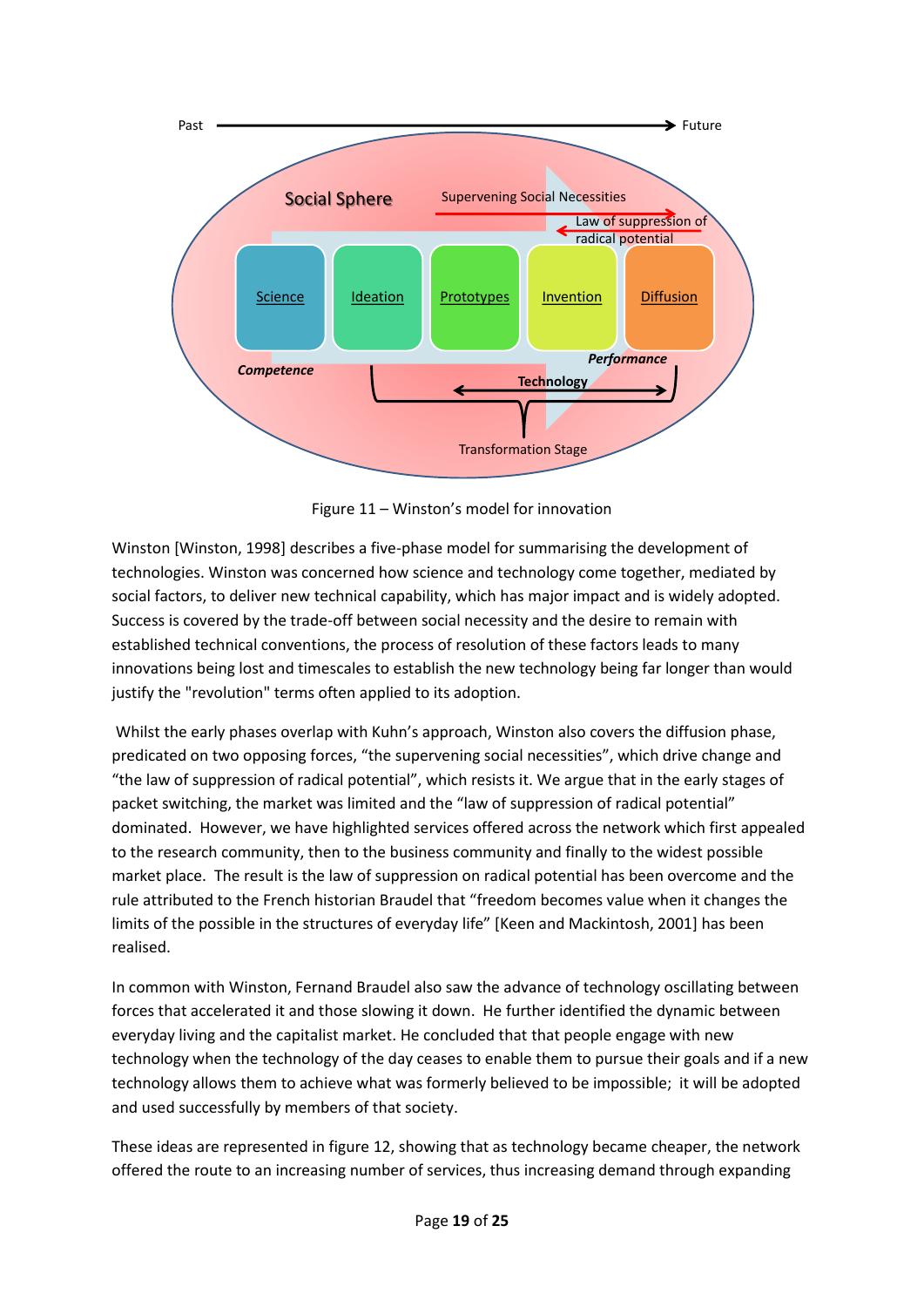Figure 11 – Winston's model for innovation

Winston [Winston, 1998] describes a five-phase model for summarising the development of technologies. Winston was concerned how science and technology come together, mediated by social factors, to deliver new technical capability, which has major impact and is widely adopted. Success is covered by the trade-off between social necessity and the desire to remain with established technical conventions, the process of resolution of these factors leads to many innovations being lost and timescales to establish the new technology being far longer than would justify the "revolution" terms often applied to its adoption.

Whilst the early phases overlap with Kuhn's approach, Winston also covers the diffusion phase, predicated on two opposing forces, "the supervening social necessities", which drive change and "the law of suppression of radical potential", which resists it. We argue that in the early stages of packet switching, the market was limited and the "law of suppression of radical potential" dominated. However, we have highlighted services offered across the network which first appealed to the research community, then to the business community and finally to the widest possible market place. The result is the law of suppression on radical potential has been overcome and the rule attributed to the French historian Braudel that "freedom becomes value when it changes the limits of the possible in the structures of everyday life" [Keen and Mackintosh, 2001] has been realised.

In common with Winston, Fernand Braudel also saw the advance of technology oscillating between forces that accelerated it and those slowing it down. He further identified the dynamic between everyday living and the capitalist market. He concluded that that people engage with new technology when the technology of the day ceases to enable them to pursue their goals and if a new technology allows them to achieve what was formerly believed to be impossible; it will be adopted and used successfully by members of that society.

These ideas are represented in figure 12, showing that as technology became cheaper, the network offered the route to an increasing number of services, thus increasing demand through expanding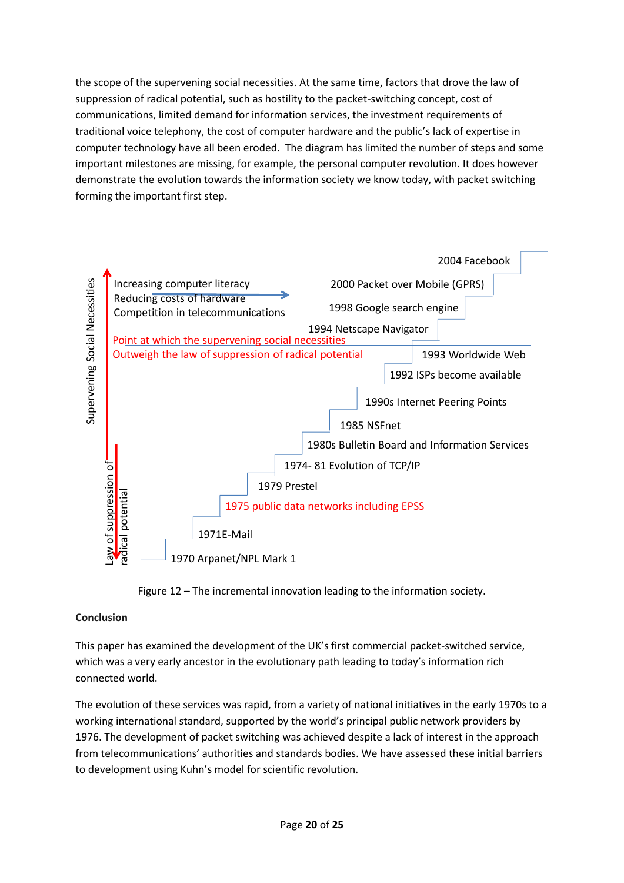the scope of the supervening social necessities. At the same time, factors that drove the law of suppression of radical potential, such as hostility to the packet-switching concept, cost of communications, limited demand for information services, the investment requirements of traditional voice telephony, the cost of computer hardware and the public's lack of expertise in computer technology have all been eroded. The diagram has limited the number of steps and some important milestones are missing, for example, the personal computer revolution. It does however demonstrate the evolution towards the information society we know today, with packet switching forming the important first step.

Supervening Social Necessities

Increasing computer literacy
Reducing costs of hardware
Competition in telecommunications

Point at which the supervening social necessities
Outweigh the law of suppression of radical potential

Law of suppression of radical potential

2004 Facebook
2000 Packet over Mobile (GPRS)
1998 Google search engine
1994 Netscape Navigator
1993 Worldwide Web
1992 ISPs become available
1990s Internet Peering Points
1985 NSFnet
1980s Bulletin Board and Information Services
1974- 81 Evolution of TCP/IP
1979 Prestel
1975 public data networks including EPSS
1971E-Mail
1970 Arpanet/NPL Mark 1

Figure 12 – The incremental innovation leading to the information society.

**Conclusion**

This paper has examined the development of the UK's first commercial packet-switched service, which was a very early ancestor in the evolutionary path leading to today's information rich connected world.

The evolution of these services was rapid, from a variety of national initiatives in the early 1970s to a working international standard, supported by the world's principal public network providers by 1976. The development of packet switching was achieved despite a lack of interest in the approach from telecommunications' authorities and standards bodies. We have assessed these initial barriers to development using Kuhn's model for scientific revolution.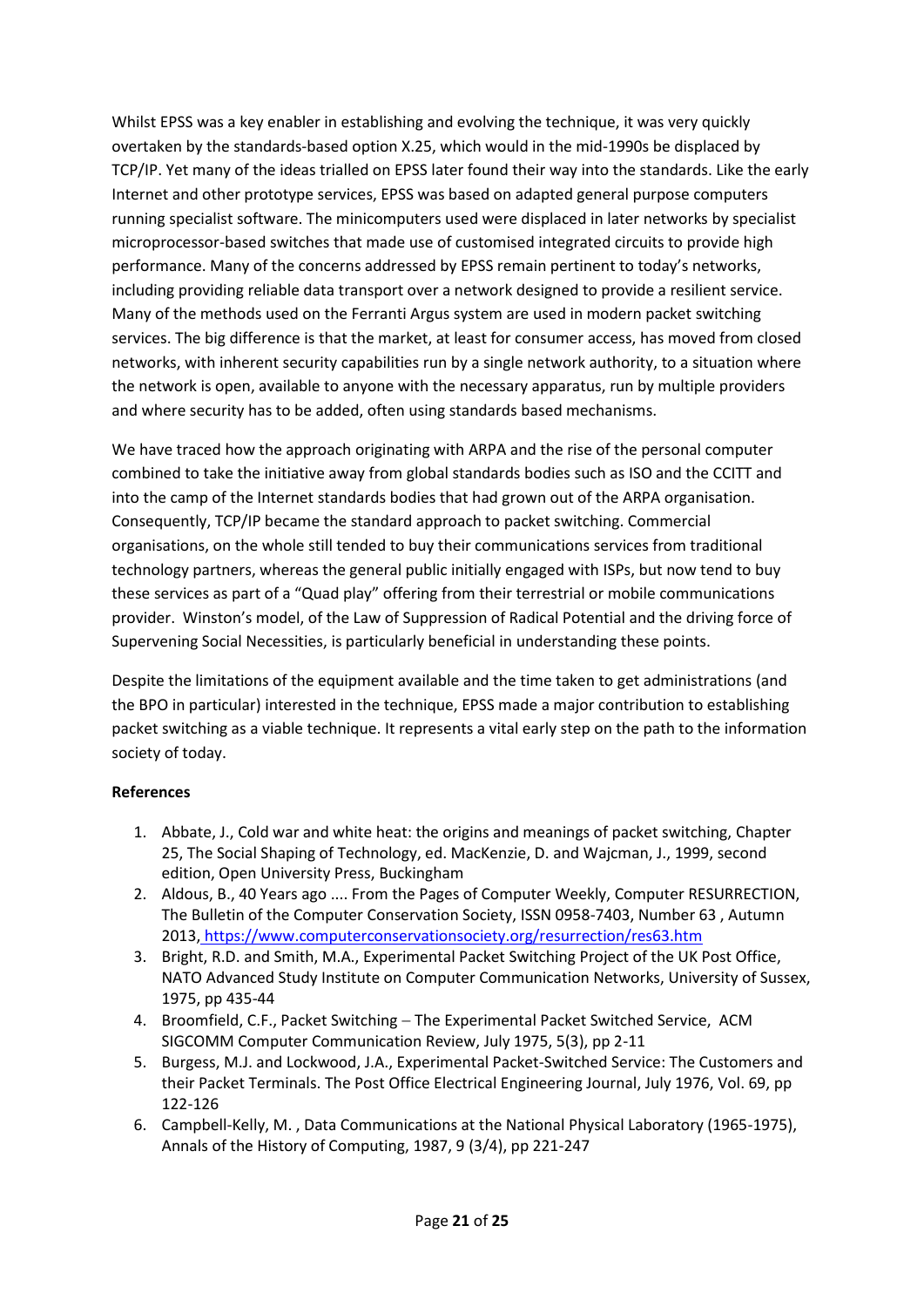Whilst EPSS was a key enabler in establishing and evolving the technique, it was very quickly overtaken by the standards-based option X.25, which would in the mid-1990s be displaced by TCP/IP. Yet many of the ideas trialled on EPSS later found their way into the standards. Like the early Internet and other prototype services, EPSS was based on adapted general purpose computers running specialist software. The minicomputers used were displaced in later networks by specialist microprocessor-based switches that made use of customised integrated circuits to provide high performance. Many of the concerns addressed by EPSS remain pertinent to today's networks, including providing reliable data transport over a network designed to provide a resilient service. Many of the methods used on the Ferranti Argus system are used in modern packet switching services. The big difference is that the market, at least for consumer access, has moved from closed networks, with inherent security capabilities run by a single network authority, to a situation where the network is open, available to anyone with the necessary apparatus, run by multiple providers and where security has to be added, often using standards based mechanisms.

We have traced how the approach originating with ARPA and the rise of the personal computer combined to take the initiative away from global standards bodies such as ISO and the CCITT and into the camp of the Internet standards bodies that had grown out of the ARPA organisation. Consequently, TCP/IP became the standard approach to packet switching. Commercial organisations, on the whole still tended to buy their communications services from traditional technology partners, whereas the general public initially engaged with ISPs, but now tend to buy these services as part of a "Quad play" offering from their terrestrial or mobile communications provider. Winston's model, of the Law of Suppression of Radical Potential and the driving force of Supervening Social Necessities, is particularly beneficial in understanding these points.

Despite the limitations of the equipment available and the time taken to get administrations (and the BPO in particular) interested in the technique, EPSS made a major contribution to establishing packet switching as a viable technique. It represents a vital early step on the path to the information society of today.

**References**

1. Abbate, J., Cold war and white heat: the origins and meanings of packet switching, Chapter 25, The Social Shaping of Technology, ed. MacKenzie, D. and Wajcman, J., 1999, second edition, Open University Press, Buckingham
2. Aldous, B., 40 Years ago .... From the Pages of Computer Weekly, Computer RESURRECTION, The Bulletin of the Computer Conservation Society, ISSN 0958-7403, Number 63 , Autumn 2013, https://www.computerconservationsociety.org/resurrection/res63.htm
3. Bright, R.D. and Smith, M.A., Experimental Packet Switching Project of the UK Post Office, NATO Advanced Study Institute on Computer Communication Networks, University of Sussex, 1975, pp 435-44
4. Broomfield, C.F., Packet Switching – The Experimental Packet Switched Service, ACM SIGCOMM Computer Communication Review, July 1975, 5(3), pp 2-11
5. Burgess, M.J. and Lockwood, J.A., Experimental Packet-Switched Service: The Customers and their Packet Terminals. The Post Office Electrical Engineering Journal, July 1976, Vol. 69, pp 122-126
6. Campbell-Kelly, M. , Data Communications at the National Physical Laboratory (1965-1975), Annals of the History of Computing, 1987, 9 (3/4), pp 221-247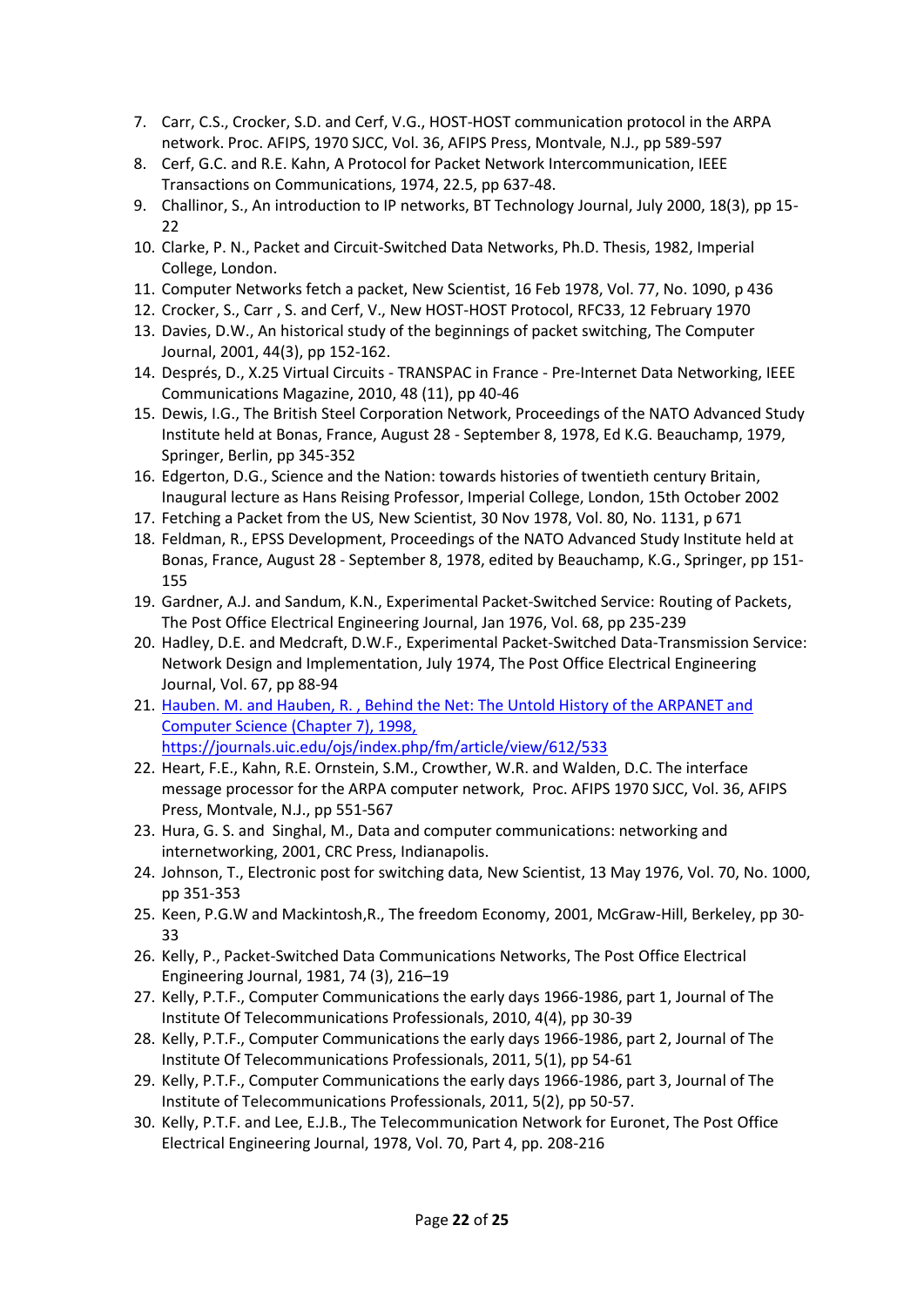7. Carr, C.S., Crocker, S.D. and Cerf, V.G., HOST-HOST communication protocol in the ARPA network. Proc. AFIPS, 1970 SJCC, Vol. 36, AFIPS Press, Montvale, N.J., pp 589-597
8. Cerf, G.C. and R.E. Kahn, A Protocol for Packet Network Intercommunication, IEEE Transactions on Communications, 1974, 22.5, pp 637-48.
9. Challinor, S., An introduction to IP networks, BT Technology Journal, July 2000, 18(3), pp 15-22
10. Clarke, P. N., Packet and Circuit-Switched Data Networks, Ph.D. Thesis, 1982, Imperial College, London.
11. Computer Networks fetch a packet, New Scientist, 16 Feb 1978, Vol. 77, No. 1090, p 436
12. Crocker, S., Carr , S. and Cerf, V., New HOST-HOST Protocol, RFC33, 12 February 1970
13. Davies, D.W., An historical study of the beginnings of packet switching, The Computer Journal, 2001, 44(3), pp 152-162.
14. Després, D., X.25 Virtual Circuits - TRANSPAC in France - Pre-Internet Data Networking, IEEE Communications Magazine, 2010, 48 (11), pp 40-46
15. Dewis, I.G., The British Steel Corporation Network, Proceedings of the NATO Advanced Study Institute held at Bonas, France, August 28 - September 8, 1978, Ed K.G. Beauchamp, 1979, Springer, Berlin, pp 345-352
16. Edgerton, D.G., Science and the Nation: towards histories of twentieth century Britain, Inaugural lecture as Hans Reising Professor, Imperial College, London, 15th October 2002
17. Fetching a Packet from the US, New Scientist, 30 Nov 1978, Vol. 80, No. 1131, p 671
18. Feldman, R., EPSS Development, Proceedings of the NATO Advanced Study Institute held at Bonas, France, August 28 - September 8, 1978, edited by Beauchamp, K.G., Springer, pp 151-155
19. Gardner, A.J. and Sandum, K.N., Experimental Packet-Switched Service: Routing of Packets, The Post Office Electrical Engineering Journal, Jan 1976, Vol. 68, pp 235-239
20. Hadley, D.E. and Medcraft, D.W.F., Experimental Packet-Switched Data-Transmission Service: Network Design and Implementation, July 1974, The Post Office Electrical Engineering Journal, Vol. 67, pp 88-94
21. [Hauben. M. and Hauben, R. , Behind the Net: The Untold History of the ARPANET and Computer Science (Chapter 7), 1998, https://journals.uic.edu/ojs/index.php/fm/article/view/612/533](https://journals.uic.edu/ojs/index.php/fm/article/view/612/533)
22. Heart, F.E., Kahn, R.E. Ornstein, S.M., Crowther, W.R. and Walden, D.C. The interface message processor for the ARPA computer network, Proc. AFIPS 1970 SJCC, Vol. 36, AFIPS Press, Montvale, N.J., pp 551-567
23. Hura, G. S. and Singhal, M., Data and computer communications: networking and internetworking, 2001, CRC Press, Indianapolis.
24. Johnson, T., Electronic post for switching data, New Scientist, 13 May 1976, Vol. 70, No. 1000, pp 351-353
25. Keen, P.G.W and Mackintosh,R., The freedom Economy, 2001, McGraw-Hill, Berkeley, pp 30-33
26. Kelly, P., Packet-Switched Data Communications Networks, The Post Office Electrical Engineering Journal, 1981, 74 (3), 216–19
27. Kelly, P.T.F., Computer Communications the early days 1966-1986, part 1, Journal of The Institute Of Telecommunications Professionals, 2010, 4(4), pp 30-39
28. Kelly, P.T.F., Computer Communications the early days 1966-1986, part 2, Journal of The Institute Of Telecommunications Professionals, 2011, 5(1), pp 54-61
29. Kelly, P.T.F., Computer Communications the early days 1966-1986, part 3, Journal of The Institute of Telecommunications Professionals, 2011, 5(2), pp 50-57.
30. Kelly, P.T.F. and Lee, E.J.B., The Telecommunication Network for Euronet, The Post Office Electrical Engineering Journal, 1978, Vol. 70, Part 4, pp. 208-216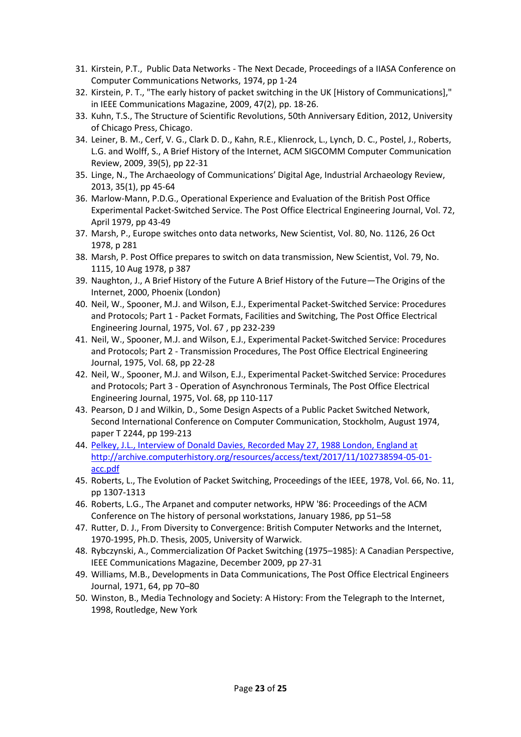31. Kirstein, P.T., Public Data Networks - The Next Decade, Proceedings of a IIASA Conference on Computer Communications Networks, 1974, pp 1-24
32. Kirstein, P. T., "The early history of packet switching in the UK [History of Communications]," in IEEE Communications Magazine, 2009, 47(2), pp. 18-26.
33. Kuhn, T.S., The Structure of Scientific Revolutions, 50th Anniversary Edition, 2012, University of Chicago Press, Chicago.
34. Leiner, B. M., Cerf, V. G., Clark D. D., Kahn, R.E., Klienrock, L., Lynch, D. C., Postel, J., Roberts, L.G. and Wolff, S., A Brief History of the Internet, ACM SIGCOMM Computer Communication Review, 2009, 39(5), pp 22-31
35. Linge, N., The Archaeology of Communications' Digital Age, Industrial Archaeology Review, 2013, 35(1), pp 45-64
36. Marlow-Mann, P.D.G., Operational Experience and Evaluation of the British Post Office Experimental Packet-Switched Service. The Post Office Electrical Engineering Journal, Vol. 72, April 1979, pp 43-49
37. Marsh, P., Europe switches onto data networks, New Scientist, Vol. 80, No. 1126, 26 Oct 1978, p 281
38. Marsh, P. Post Office prepares to switch on data transmission, New Scientist, Vol. 79, No. 1115, 10 Aug 1978, p 387
39. Naughton, J., A Brief History of the Future A Brief History of the Future—The Origins of the Internet, 2000, Phoenix (London)
40. Neil, W., Spooner, M.J. and Wilson, E.J., Experimental Packet-Switched Service: Procedures and Protocols; Part 1 - Packet Formats, Facilities and Switching, The Post Office Electrical Engineering Journal, 1975, Vol. 67 , pp 232-239
41. Neil, W., Spooner, M.J. and Wilson, E.J., Experimental Packet-Switched Service: Procedures and Protocols; Part 2 - Transmission Procedures, The Post Office Electrical Engineering Journal, 1975, Vol. 68, pp 22-28
42. Neil, W., Spooner, M.J. and Wilson, E.J., Experimental Packet-Switched Service: Procedures and Protocols; Part 3 - Operation of Asynchronous Terminals, The Post Office Electrical Engineering Journal, 1975, Vol. 68, pp 110-117
43. Pearson, D J and Wilkin, D., Some Design Aspects of a Public Packet Switched Network, Second International Conference on Computer Communication, Stockholm, August 1974, paper T 2244, pp 199-213
44. [Pelkey, J.L., Interview of Donald Davies, Recorded May 27, 1988 London, England at http://archive.computerhistory.org/resources/access/text/2017/11/102738594-05-01-acc.pdf](http://archive.computerhistory.org/resources/access/text/2017/11/102738594-05-01-acc.pdf)
45. Roberts, L., The Evolution of Packet Switching, Proceedings of the IEEE, 1978, Vol. 66, No. 11, pp 1307-1313
46. Roberts, L.G., The Arpanet and computer networks, HPW '86: Proceedings of the ACM Conference on The history of personal workstations, January 1986, pp 51–58
47. Rutter, D. J., From Diversity to Convergence: British Computer Networks and the Internet, 1970-1995, Ph.D. Thesis, 2005, University of Warwick.
48. Rybczynski, A., Commercialization Of Packet Switching (1975–1985): A Canadian Perspective, IEEE Communications Magazine, December 2009, pp 27-31
49. Williams, M.B., Developments in Data Communications, The Post Office Electrical Engineers Journal, 1971, 64, pp 70–80
50. Winston, B., Media Technology and Society: A History: From the Telegraph to the Internet, 1998, Routledge, New York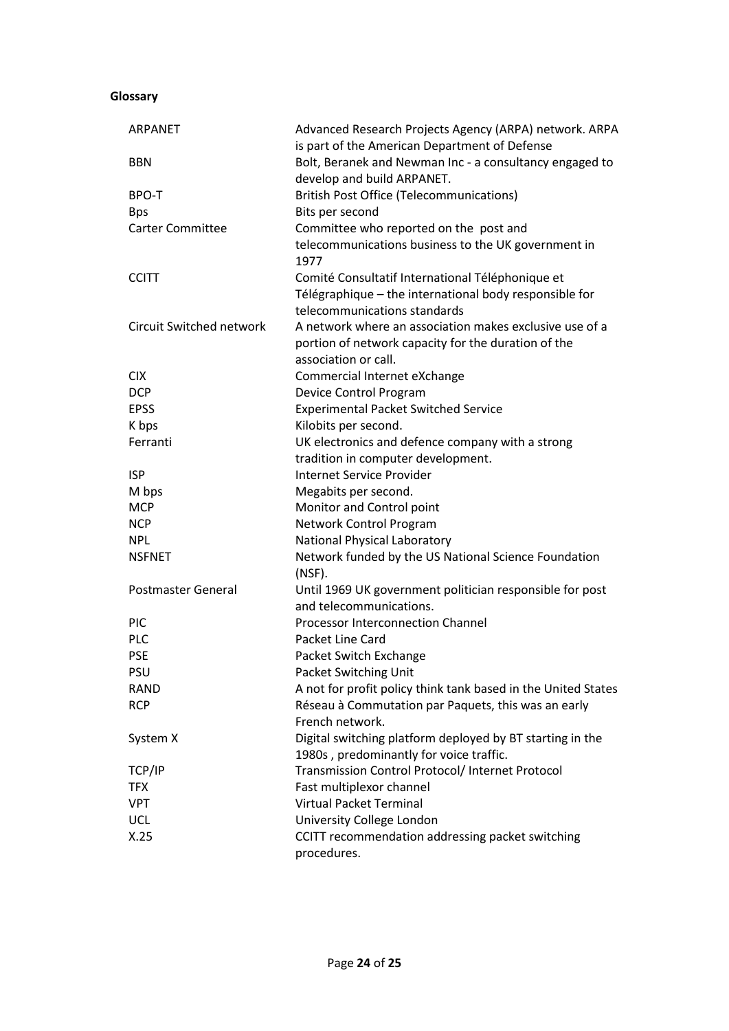**Glossary**

| | |
|---|---|
| ARPANET | Advanced Research Projects Agency (ARPA) network. ARPA is part of the American Department of Defense |
| BBN | Bolt, Beranek and Newman Inc - a consultancy engaged to develop and build ARPANET. |
| BPO-T | British Post Office (Telecommunications) |
| Bps | Bits per second |
| Carter Committee | Committee who reported on the post and telecommunications business to the UK government in 1977 |
| CCITT | Comité Consultatif International Téléphonique et Télégraphique – the international body responsible for telecommunications standards |
| Circuit Switched network | A network where an association makes exclusive use of a portion of network capacity for the duration of the association or call. |
| CIX | Commercial Internet eXchange |
| DCP | Device Control Program |
| EPSS | Experimental Packet Switched Service |
| K bps | Kilobits per second. |
| Ferranti | UK electronics and defence company with a strong tradition in computer development. |
| ISP | Internet Service Provider |
| M bps | Megabits per second. |
| MCP | Monitor and Control point |
| NCP | Network Control Program |
| NPL | National Physical Laboratory |
| NSFNET | Network funded by the US National Science Foundation (NSF). |
| Postmaster General | Until 1969 UK government politician responsible for post and telecommunications. |
| PIC | Processor Interconnection Channel |
| PLC | Packet Line Card |
| PSE | Packet Switch Exchange |
| PSU | Packet Switching Unit |
| RAND | A not for profit policy think tank based in the United States |
| RCP | Réseau à Commutation par Paquets, this was an early French network. |
| System X | Digital switching platform deployed by BT starting in the 1980s , predominantly for voice traffic. |
| TCP/IP | Transmission Control Protocol/ Internet Protocol |
| TFX | Fast multiplexor channel |
| VPT | Virtual Packet Terminal |
| UCL | University College London |
| X.25 | CCITT recommendation addressing packet switching procedures. |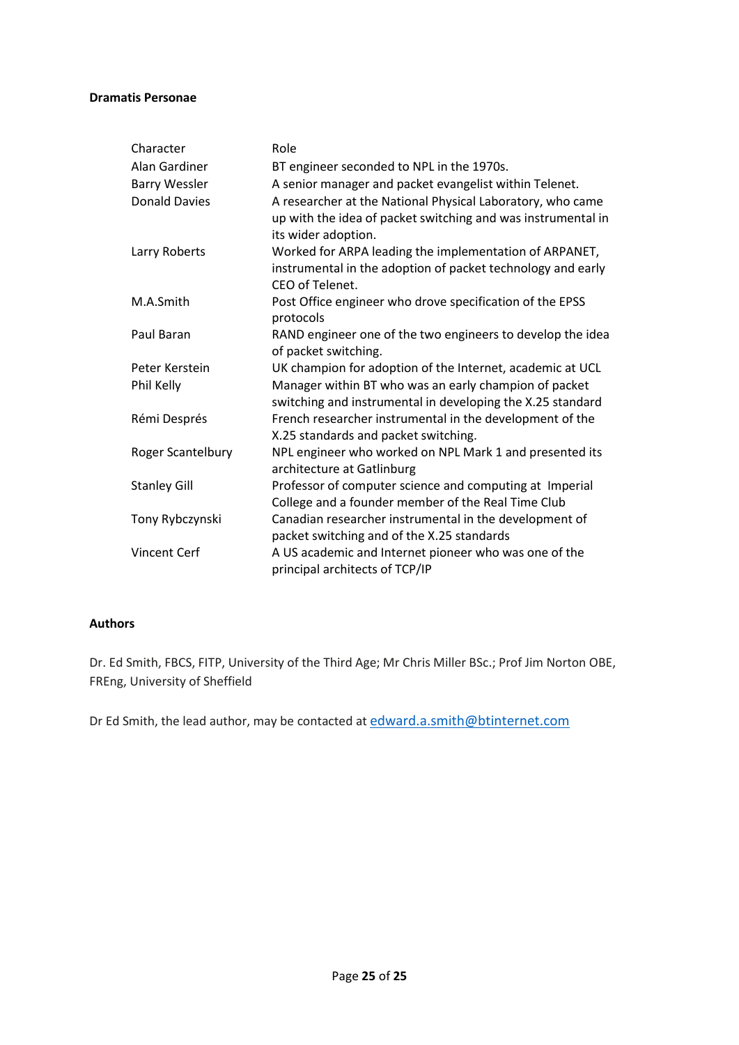**Dramatis Personae**

| Character | Role |
| --- | --- |
| Alan Gardiner | BT engineer seconded to NPL in the 1970s. |
| Barry Wessler | A senior manager and packet evangelist within Telenet. |
| Donald Davies | A researcher at the National Physical Laboratory, who came up with the idea of packet switching and was instrumental in its wider adoption. |
| Larry Roberts | Worked for ARPA leading the implementation of ARPANET, instrumental in the adoption of packet technology and early CEO of Telenet. |
| M.A.Smith | Post Office engineer who drove specification of the EPSS protocols |
| Paul Baran | RAND engineer one of the two engineers to develop the idea of packet switching. |
| Peter Kerstein | UK champion for adoption of the Internet, academic at UCL |
| Phil Kelly | Manager within BT who was an early champion of packet switching and instrumental in developing the X.25 standard |
| Rémi Després | French researcher instrumental in the development of the X.25 standards and packet switching. |
| Roger Scantelbury | NPL engineer who worked on NPL Mark 1 and presented its architecture at Gatlinburg |
| Stanley Gill | Professor of computer science and computing at Imperial College and a founder member of the Real Time Club |
| Tony Rybczynski | Canadian researcher instrumental in the development of packet switching and of the X.25 standards |
| Vincent Cerf | A US academic and Internet pioneer who was one of the principal architects of TCP/IP |

**Authors**

Dr. Ed Smith, FBCS, FITP, University of the Third Age; Mr Chris Miller BSc.; Prof Jim Norton OBE, FREng, University of Sheffield

Dr Ed Smith, the lead author, may be contacted at edward.a.smith@btinternet.com